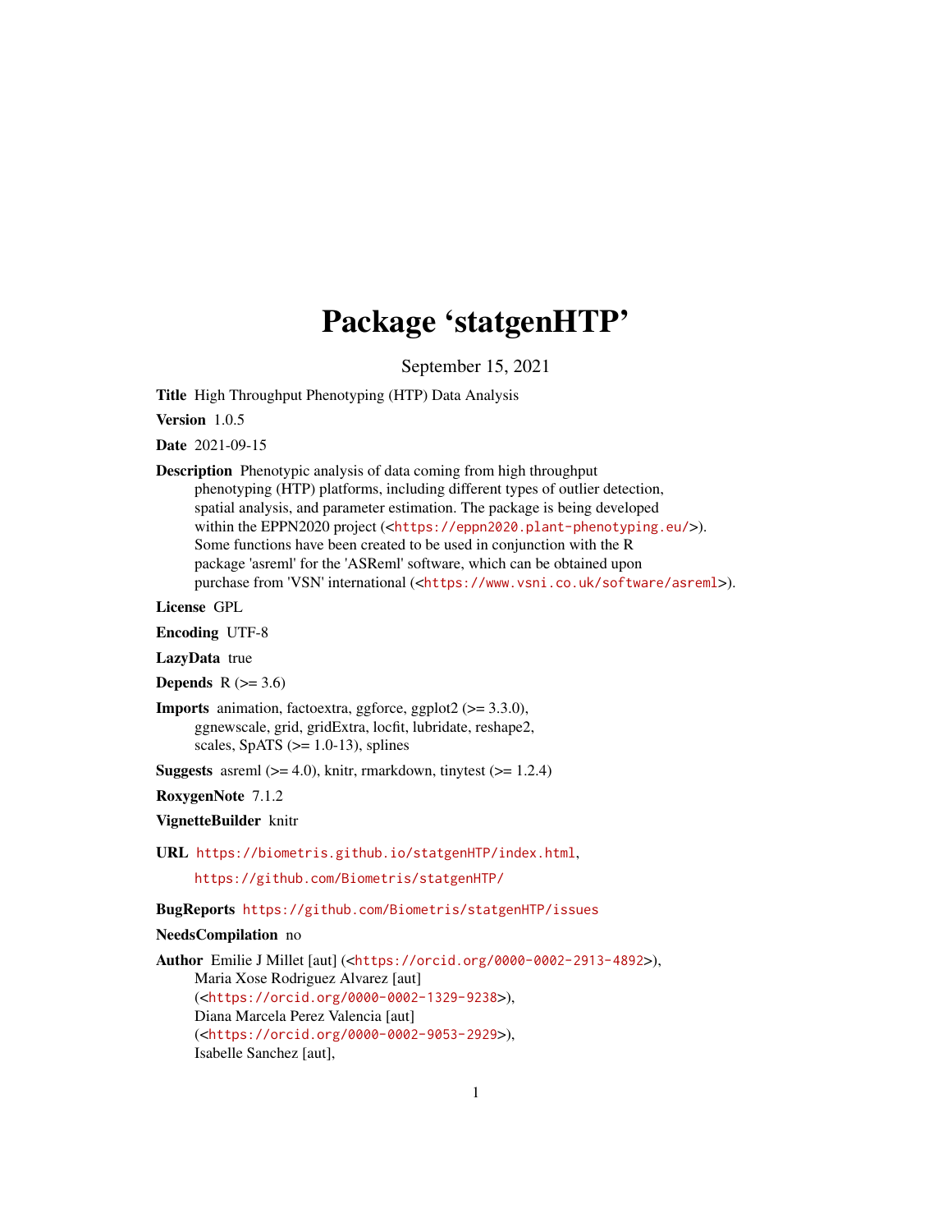# Package 'statgenHTP'

September 15, 2021

**Title** High Throughput Phenotyping (HTP) Data Analysis

**Version** 1.0.5

**Date** 2021-09-15

**Description** Phenotypic analysis of data coming from high throughput phenotyping (HTP) platforms, including different types of outlier detection, spatial analysis, and parameter estimation. The package is being developed within the EPPN2020 project (<https://eppn2020.plant-phenotyping.eu/>). Some functions have been created to be used in conjunction with the R package 'asreml' for the 'ASReml' software, which can be obtained upon purchase from 'VSN' international (<https://www.vsni.co.uk/software/asreml>).

**License** GPL

**Encoding** UTF-8

**LazyData** true

**Depends** R (>= 3.6)

**Imports** animation, factoextra, ggforce, ggplot2 (>= 3.3.0), ggnewscale, grid, gridExtra, locfit, lubridate, reshape2, scales, SpATS (>= 1.0-13), splines

**Suggests** asreml (>= 4.0), knitr, rmarkdown, tinytest (>= 1.2.4)

**RoxygenNote** 7.1.2

**VignetteBuilder** knitr

**URL** https://biometris.github.io/statgenHTP/index.html, https://github.com/Biometris/statgenHTP/

**BugReports** https://github.com/Biometris/statgenHTP/issues

**NeedsCompilation** no

**Author** Emilie J Millet [aut] (<https://orcid.org/0000-0002-2913-4892>), Maria Xose Rodriguez Alvarez [aut] (<https://orcid.org/0000-0002-1329-9238>), Diana Marcela Perez Valencia [aut] (<https://orcid.org/0000-0002-9053-2929>), Isabelle Sanchez [aut],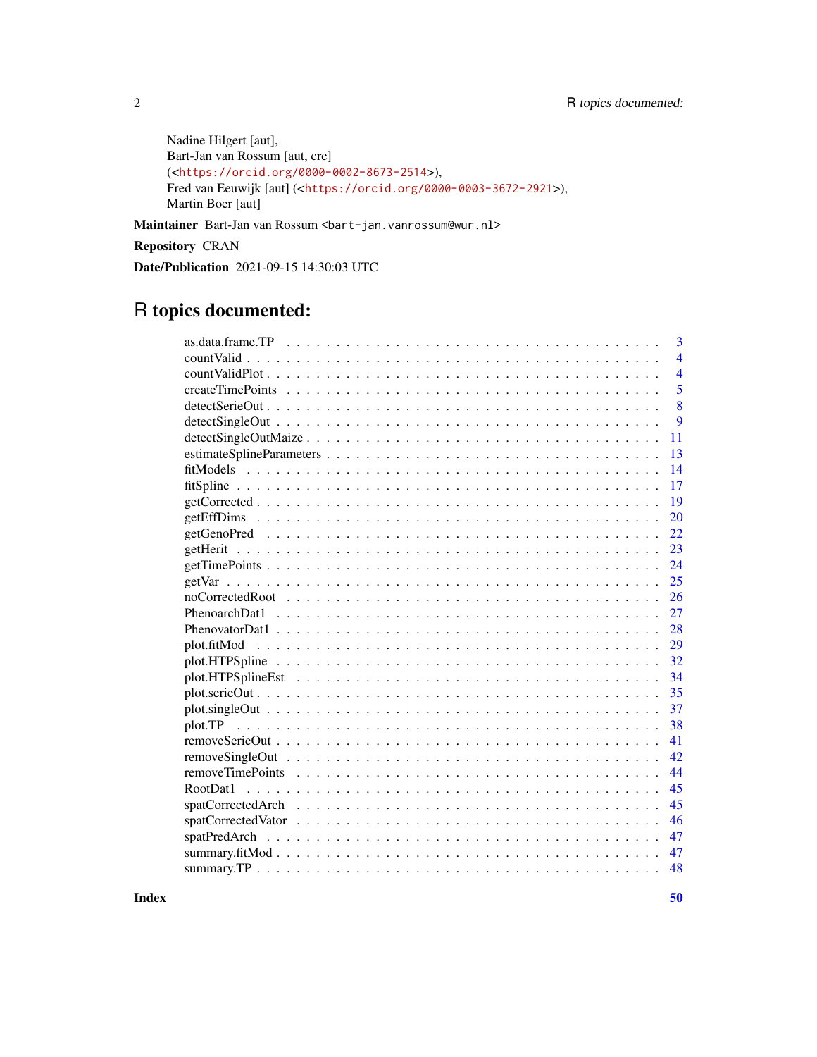Nadine Hilgert [aut],
Bart-Jan van Rossum [aut, cre]
(<https://orcid.org/0000-0002-8673-2514>),
Fred van Eeuwijk [aut] (<https://orcid.org/0000-0003-3672-2921>),
Martin Boer [aut]

**Maintainer** Bart-Jan van Rossum <bart-jan.vanrossum@wur.nl>

**Repository** CRAN

**Date/Publication** 2021-09-15 14:30:03 UTC

# R topics documented:

| | |
|---|---|
| as.data.frame.TP | 3 |
| countValid | 4 |
| countValidPlot | 4 |
| createTimePoints | 5 |
| detectSerieOut | 8 |
| detectSingleOut | 9 |
| detectSingleOutMaize | 11 |
| estimateSplineParameters | 13 |
| fitModels | 14 |
| fitSpline | 17 |
| getCorrected | 19 |
| getEffDims | 20 |
| getGenoPred | 22 |
| getHerit | 23 |
| getTimePoints | 24 |
| getVar | 25 |
| noCorrectedRoot | 26 |
| PhenoarchDat1 | 27 |
| PhenovatorDat1 | 28 |
| plot.fitMod | 29 |
| plot.HTPSpline | 32 |
| plot.HTPSplineEst | 34 |
| plot.serieOut | 35 |
| plot.singleOut | 37 |
| plot.TP | 38 |
| removeSerieOut | 41 |
| removeSingleOut | 42 |
| removeTimePoints | 44 |
| RootDat1 | 45 |
| spatCorrectedArch | 45 |
| spatCorrectedVator | 46 |
| spatPredArch | 47 |
| summary.fitMod | 47 |
| summary.TP | 48 |

**Index** **50**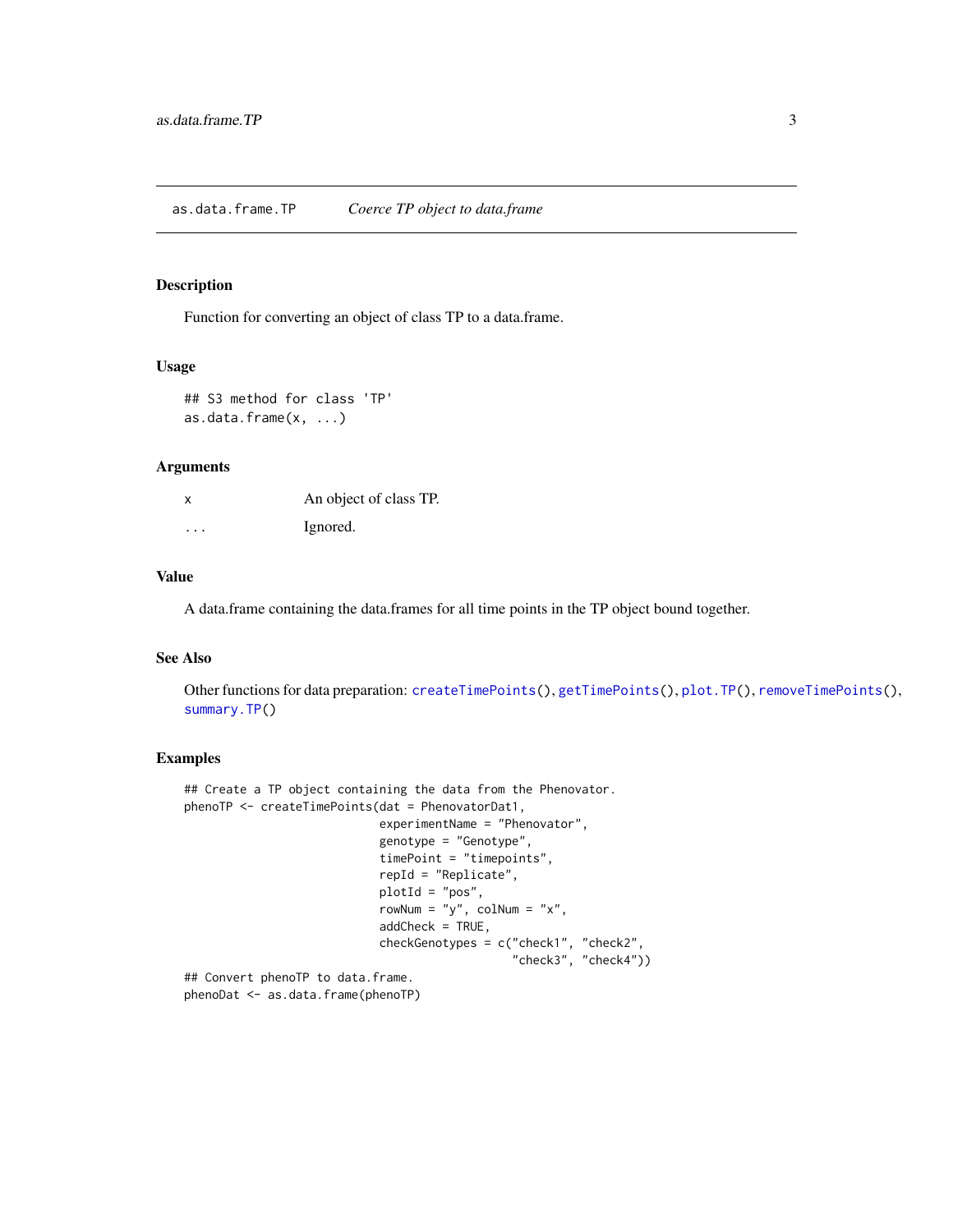## as.data.frame.TP — *Coerce TP object to data.frame*

### Description

Function for converting an object of class TP to a data.frame.

### Usage

```
## S3 method for class 'TP'
as.data.frame(x, ...)
```

### Arguments

| | |
|---|---|
| x | An object of class TP. |
| ... | Ignored. |

### Value

A data.frame containing the data.frames for all time points in the TP object bound together.

### See Also

Other functions for data preparation: createTimePoints(), getTimePoints(), plot.TP(), removeTimePoints(), summary.TP()

### Examples

```
## Create a TP object containing the data from the Phenovator.
phenoTP <- createTimePoints(dat = PhenovatorDat1,
                            experimentName = "Phenovator",
                            genotype = "Genotype",
                            timePoint = "timepoints",
                            repId = "Replicate",
                            plotId = "pos",
                            rowNum = "y", colNum = "x",
                            addCheck = TRUE,
                            checkGenotypes = c("check1", "check2",
                                               "check3", "check4"))
## Convert phenoTP to data.frame.
phenoDat <- as.data.frame(phenoTP)
```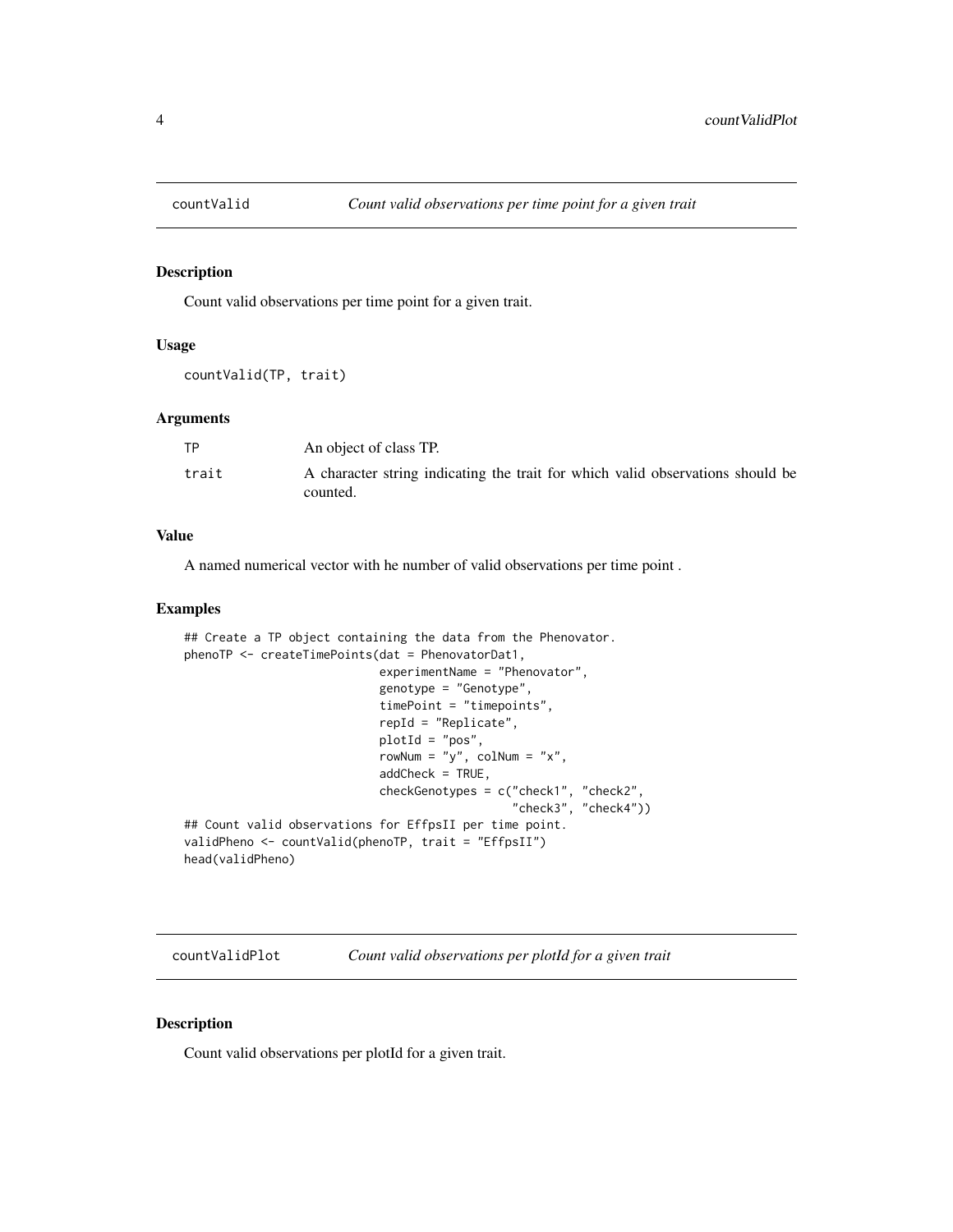## countValid — *Count valid observations per time point for a given trait*

### Description

Count valid observations per time point for a given trait.

### Usage

```
countValid(TP, trait)
```

### Arguments

| | |
|---|---|
| TP | An object of class TP. |
| trait | A character string indicating the trait for which valid observations should be counted. |

### Value

A named numerical vector with he number of valid observations per time point .

### Examples

```
## Create a TP object containing the data from the Phenovator.
phenoTP <- createTimePoints(dat = PhenovatorDat1,
                            experimentName = "Phenovator",
                            genotype = "Genotype",
                            timePoint = "timepoints",
                            repId = "Replicate",
                            plotId = "pos",
                            rowNum = "y", colNum = "x",
                            addCheck = TRUE,
                            checkGenotypes = c("check1", "check2",
                                               "check3", "check4"))
## Count valid observations for EffpsII per time point.
validPheno <- countValid(phenoTP, trait = "EffpsII")
head(validPheno)
```

## countValidPlot — *Count valid observations per plotId for a given trait*

### Description

Count valid observations per plotId for a given trait.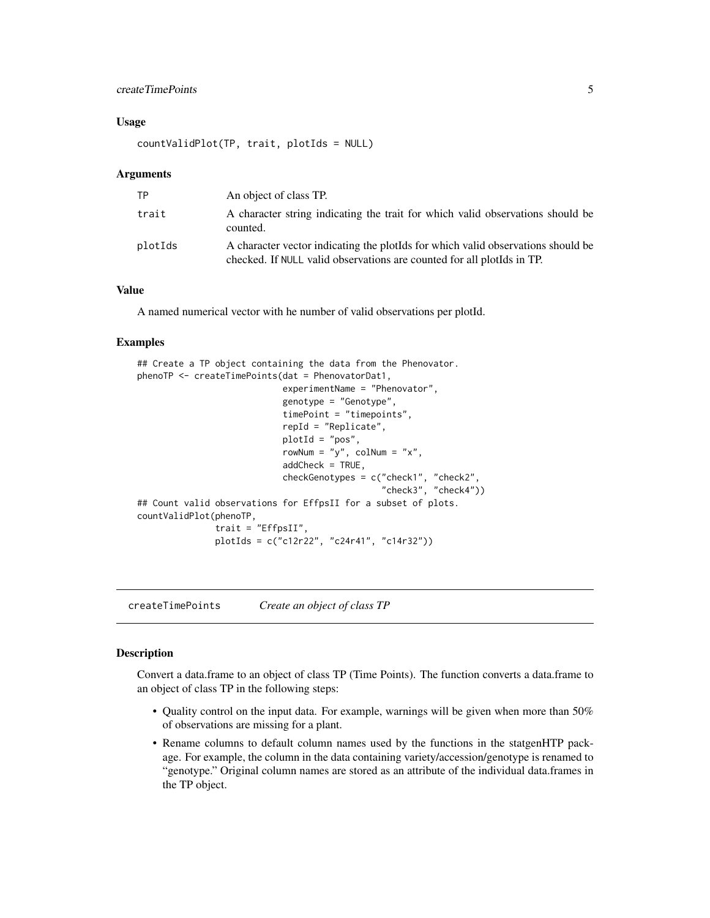### Usage

```
countValidPlot(TP, trait, plotIds = NULL)
```

### Arguments

| | |
|---|---|
| TP | An object of class TP. |
| trait | A character string indicating the trait for which valid observations should be counted. |
| plotIds | A character vector indicating the plotIds for which valid observations should be checked. If NULL valid observations are counted for all plotIds in TP. |

### Value

A named numerical vector with he number of valid observations per plotId.

### Examples

```
## Create a TP object containing the data from the Phenovator.
phenoTP <- createTimePoints(dat = PhenovatorDat1,
                            experimentName = "Phenovator",
                            genotype = "Genotype",
                            timePoint = "timepoints",
                            repId = "Replicate",
                            plotId = "pos",
                            rowNum = "y", colNum = "x",
                            addCheck = TRUE,
                            checkGenotypes = c("check1", "check2",
                                               "check3", "check4"))
## Count valid observations for EffpsII for a subset of plots.
countValidPlot(phenoTP,
               trait = "EffpsII",
               plotIds = c("c12r22", "c24r41", "c14r32"))
```

## createTimePoints    *Create an object of class TP*

### Description

Convert a data.frame to an object of class TP (Time Points). The function converts a data.frame to an object of class TP in the following steps:

- Quality control on the input data. For example, warnings will be given when more than 50% of observations are missing for a plant.
- Rename columns to default column names used by the functions in the statgenHTP package. For example, the column in the data containing variety/accession/genotype is renamed to "genotype." Original column names are stored as an attribute of the individual data.frames in the TP object.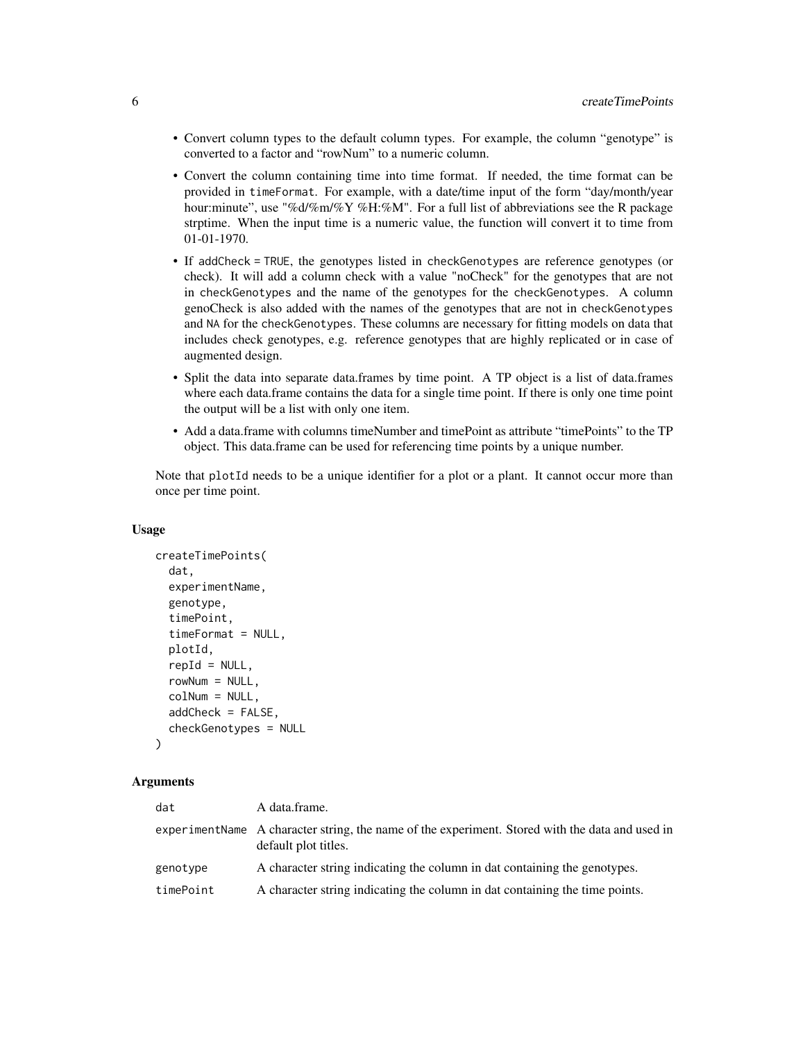- Convert column types to the default column types. For example, the column “genotype” is converted to a factor and “rowNum” to a numeric column.
- Convert the column containing time into time format. If needed, the time format can be provided in `timeFormat`. For example, with a date/time input of the form “day/month/year hour:minute”, use "%d/%m/%Y %H:%M". For a full list of abbreviations see the R package strptime. When the input time is a numeric value, the function will convert it to time from 01-01-1970.
- If `addCheck = TRUE`, the genotypes listed in `checkGenotypes` are reference genotypes (or check). It will add a column check with a value "noCheck" for the genotypes that are not in `checkGenotypes` and the name of the genotypes for the `checkGenotypes`. A column genoCheck is also added with the names of the genotypes that are not in `checkGenotypes` and `NA` for the `checkGenotypes`. These columns are necessary for fitting models on data that includes check genotypes, e.g. reference genotypes that are highly replicated or in case of augmented design.
- Split the data into separate data.frames by time point. A TP object is a list of data.frames where each data.frame contains the data for a single time point. If there is only one time point the output will be a list with only one item.
- Add a data.frame with columns timeNumber and timePoint as attribute “timePoints” to the TP object. This data.frame can be used for referencing time points by a unique number.

Note that `plotId` needs to be a unique identifier for a plot or a plant. It cannot occur more than once per time point.

### Usage

```
createTimePoints(
  dat,
  experimentName,
  genotype,
  timePoint,
  timeFormat = NULL,
  plotId,
  repId = NULL,
  rowNum = NULL,
  colNum = NULL,
  addCheck = FALSE,
  checkGenotypes = NULL
)
```

### Arguments

| | |
|---|---|
| `dat` | A data.frame. |
| `experimentName` | A character string, the name of the experiment. Stored with the data and used in default plot titles. |
| `genotype` | A character string indicating the column in dat containing the genotypes. |
| `timePoint` | A character string indicating the column in dat containing the time points. |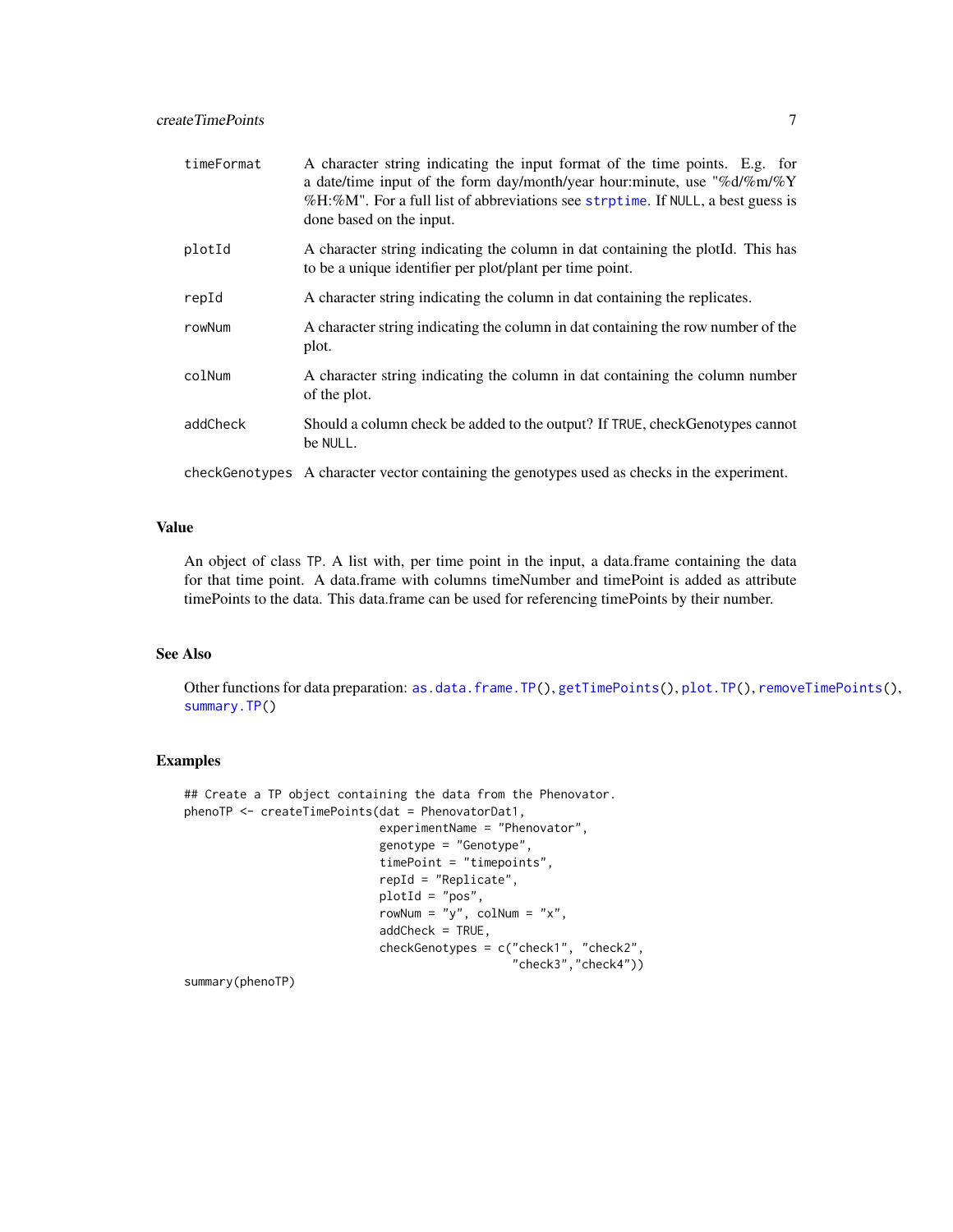| | |
|---|---|
| timeFormat | A character string indicating the input format of the time points. E.g. for a date/time input of the form day/month/year hour:minute, use "%d/%m/%Y %H:%M". For a full list of abbreviations see strptime. If NULL, a best guess is done based on the input. |
| plotId | A character string indicating the column in dat containing the plotId. This has to be a unique identifier per plot/plant per time point. |
| repId | A character string indicating the column in dat containing the replicates. |
| rowNum | A character string indicating the column in dat containing the row number of the plot. |
| colNum | A character string indicating the column in dat containing the column number of the plot. |
| addCheck | Should a column check be added to the output? If TRUE, checkGenotypes cannot be NULL. |
| checkGenotypes | A character vector containing the genotypes used as checks in the experiment. |

### Value

An object of class TP. A list with, per time point in the input, a data.frame containing the data for that time point. A data.frame with columns timeNumber and timePoint is added as attribute timePoints to the data. This data.frame can be used for referencing timePoints by their number.

### See Also

Other functions for data preparation: as.data.frame.TP(), getTimePoints(), plot.TP(), removeTimePoints(), summary.TP()

### Examples

```
## Create a TP object containing the data from the Phenovator.
phenoTP <- createTimePoints(dat = PhenovatorDat1,
                            experimentName = "Phenovator",
                            genotype = "Genotype",
                            timePoint = "timepoints",
                            repId = "Replicate",
                            plotId = "pos",
                            rowNum = "y", colNum = "x",
                            addCheck = TRUE,
                            checkGenotypes = c("check1", "check2",
                                               "check3","check4"))
summary(phenoTP)
```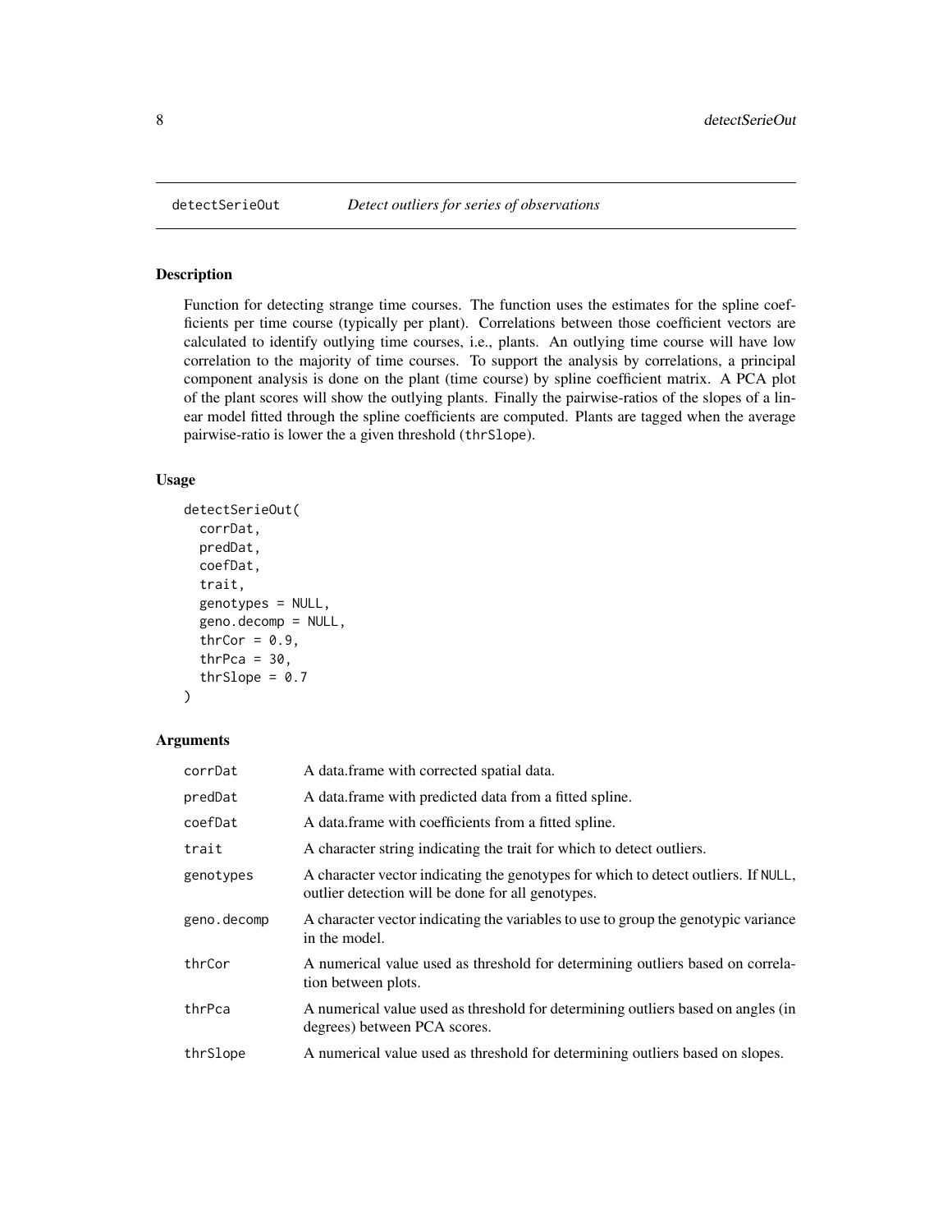# detectSerieOut *Detect outliers for series of observations*

## Description

Function for detecting strange time courses. The function uses the estimates for the spline coefficients per time course (typically per plant). Correlations between those coefficient vectors are calculated to identify outlying time courses, i.e., plants. An outlying time course will have low correlation to the majority of time courses. To support the analysis by correlations, a principal component analysis is done on the plant (time course) by spline coefficient matrix. A PCA plot of the plant scores will show the outlying plants. Finally the pairwise-ratios of the slopes of a linear model fitted through the spline coefficients are computed. Plants are tagged when the average pairwise-ratio is lower the a given threshold (`thrSlope`).

## Usage

```
detectSerieOut(
  corrDat,
  predDat,
  coefDat,
  trait,
  genotypes = NULL,
  geno.decomp = NULL,
  thrCor = 0.9,
  thrPca = 30,
  thrSlope = 0.7
)
```

## Arguments

| | |
|---|---|
| corrDat | A data.frame with corrected spatial data. |
| predDat | A data.frame with predicted data from a fitted spline. |
| coefDat | A data.frame with coefficients from a fitted spline. |
| trait | A character string indicating the trait for which to detect outliers. |
| genotypes | A character vector indicating the genotypes for which to detect outliers. If `NULL`, outlier detection will be done for all genotypes. |
| geno.decomp | A character vector indicating the variables to use to group the genotypic variance in the model. |
| thrCor | A numerical value used as threshold for determining outliers based on correlation between plots. |
| thrPca | A numerical value used as threshold for determining outliers based on angles (in degrees) between PCA scores. |
| thrSlope | A numerical value used as threshold for determining outliers based on slopes. |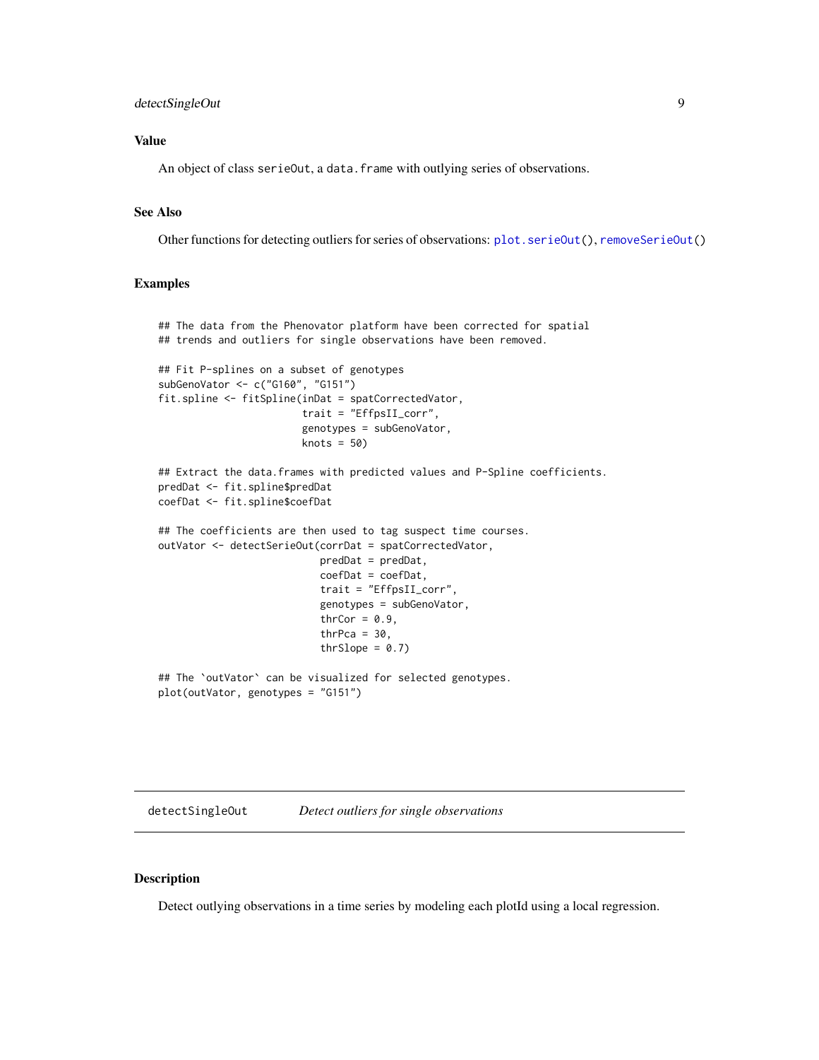### Value

An object of class serieOut, a data.frame with outlying series of observations.

### See Also

Other functions for detecting outliers for series of observations: plot.serieOut(), removeSerieOut()

### Examples

```
## The data from the Phenovator platform have been corrected for spatial
## trends and outliers for single observations have been removed.

## Fit P-splines on a subset of genotypes
subGenoVator <- c("G160", "G151")
fit.spline <- fitSpline(inDat = spatCorrectedVator,
                        trait = "EffpsII_corr",
                        genotypes = subGenoVator,
                        knots = 50)

## Extract the data.frames with predicted values and P-Spline coefficients.
predDat <- fit.spline$predDat
coefDat <- fit.spline$coefDat

## The coefficients are then used to tag suspect time courses.
outVator <- detectSerieOut(corrDat = spatCorrectedVator,
                           predDat = predDat,
                           coefDat = coefDat,
                           trait = "EffpsII_corr",
                           genotypes = subGenoVator,
                           thrCor = 0.9,
                           thrPca = 30,
                           thrSlope = 0.7)

## The `outVator` can be visualized for selected genotypes.
plot(outVator, genotypes = "G151")
```

## detectSingleOut *Detect outliers for single observations*

### Description

Detect outlying observations in a time series by modeling each plotId using a local regression.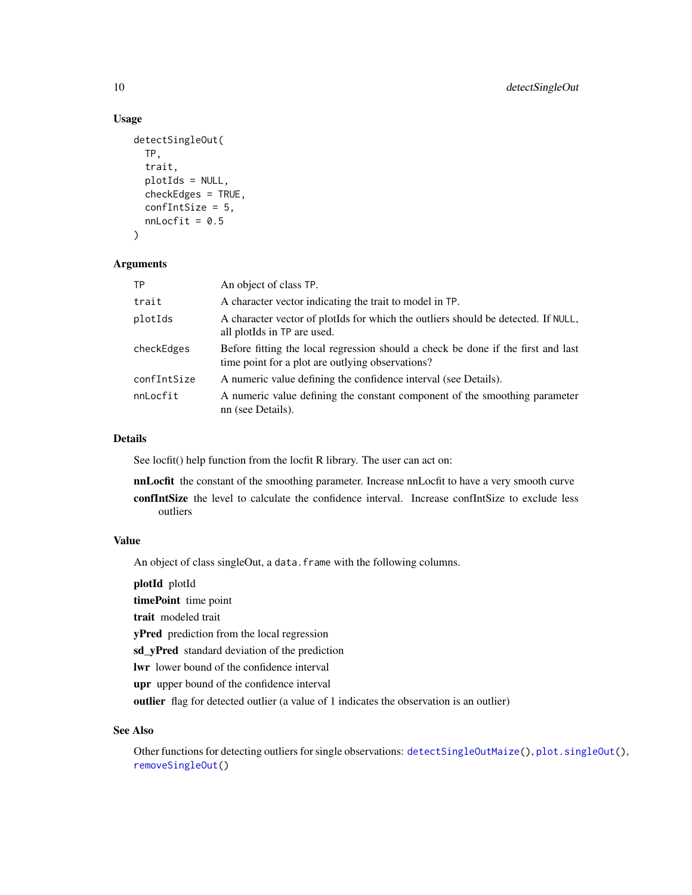## Usage

```
detectSingleOut(
  TP,
  trait,
  plotIds = NULL,
  checkEdges = TRUE,
  confIntSize = 5,
  nnLocfit = 0.5
)
```

## Arguments

| | |
|---|---|
| `TP` | An object of class `TP`. |
| `trait` | A character vector indicating the trait to model in `TP`. |
| `plotIds` | A character vector of plotIds for which the outliers should be detected. If `NULL`, all plotIds in `TP` are used. |
| `checkEdges` | Before fitting the local regression should a check be done if the first and last time point for a plot are outlying observations? |
| `confIntSize` | A numeric value defining the confidence interval (see Details). |
| `nnLocfit` | A numeric value defining the constant component of the smoothing parameter nn (see Details). |

## Details

See locfit() help function from the locfit R library. The user can act on:

**nnLocfit** the constant of the smoothing parameter. Increase nnLocfit to have a very smooth curve

**confIntSize** the level to calculate the confidence interval. Increase confIntSize to exclude less outliers

## Value

An object of class singleOut, a `data.frame` with the following columns.

**plotId** plotId

**timePoint** time point

**trait** modeled trait

**yPred** prediction from the local regression

**sd_yPred** standard deviation of the prediction

**lwr** lower bound of the confidence interval

**upr** upper bound of the confidence interval

**outlier** flag for detected outlier (a value of 1 indicates the observation is an outlier)

## See Also

Other functions for detecting outliers for single observations: `detectSingleOutMaize()`, `plot.singleOut()`, `removeSingleOut()`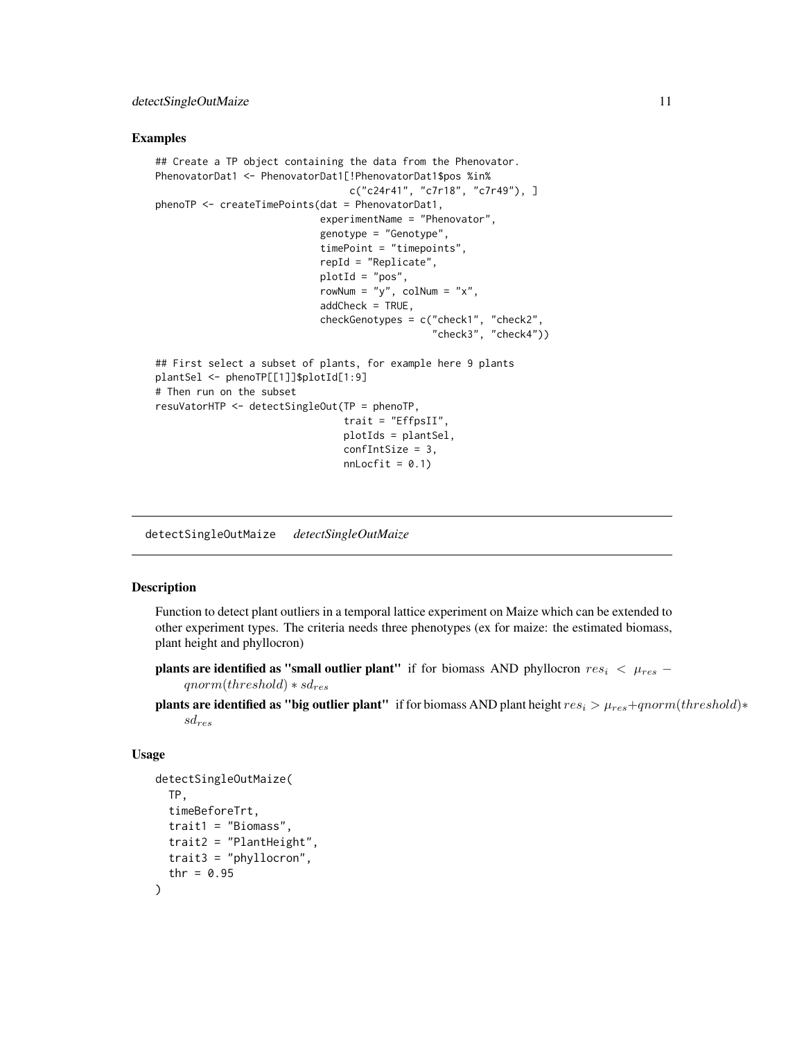## Examples

```
## Create a TP object containing the data from the Phenovator.
PhenovatorDat1 <- PhenovatorDat1[!PhenovatorDat1$pos %in%
                                 c("c24r41", "c7r18", "c7r49"), ]
phenoTP <- createTimePoints(dat = PhenovatorDat1,
                            experimentName = "Phenovator",
                            genotype = "Genotype",
                            timePoint = "timepoints",
                            repId = "Replicate",
                            plotId = "pos",
                            rowNum = "y", colNum = "x",
                            addCheck = TRUE,
                            checkGenotypes = c("check1", "check2",
                                               "check3", "check4"))

## First select a subset of plants, for example here 9 plants
plantSel <- phenoTP[[1]]$plotId[1:9]
# Then run on the subset
resuVatorHTP <- detectSingleOut(TP = phenoTP,
                                trait = "EffpsII",
                                plotIds = plantSel,
                                confIntSize = 3,
                                nnLocfit = 0.1)
```

---

# detectSingleOutMaize *detectSingleOutMaize*

## Description

Function to detect plant outliers in a temporal lattice experiment on Maize which can be extended to other experiment types. The criteria needs three phenotypes (ex for maize: the estimated biomass, plant height and phyllocron)

**plants are identified as "small outlier plant"** if for biomass AND phyllocron $res_i < \mu_{res} - qnorm(threshold) * sd_{res}$

**plants are identified as "big outlier plant"** if for biomass AND plant height $res_i > \mu_{res} + qnorm(threshold) * sd_{res}$

## Usage

```
detectSingleOutMaize(
  TP,
  timeBeforeTrt,
  trait1 = "Biomass",
  trait2 = "PlantHeight",
  trait3 = "phyllocron",
  thr = 0.95
)
```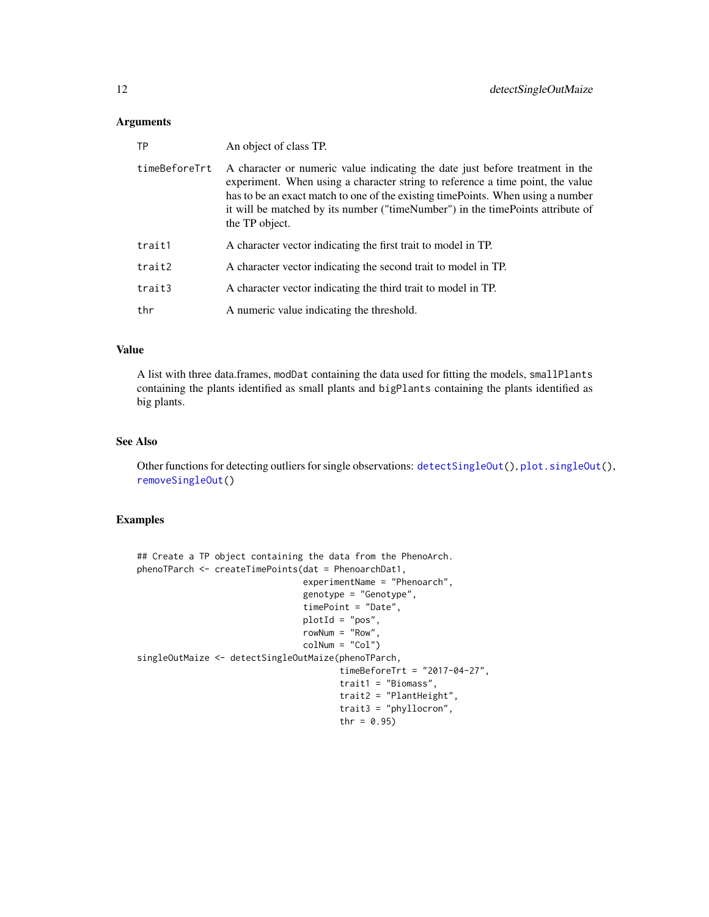### Arguments

| | |
|---|---|
| TP | An object of class TP. |
| timeBeforeTrt | A character or numeric value indicating the date just before treatment in the experiment. When using a character string to reference a time point, the value has to be an exact match to one of the existing timePoints. When using a number it will be matched by its number ("timeNumber") in the timePoints attribute of the TP object. |
| trait1 | A character vector indicating the first trait to model in TP. |
| trait2 | A character vector indicating the second trait to model in TP. |
| trait3 | A character vector indicating the third trait to model in TP. |
| thr | A numeric value indicating the threshold. |

### Value

A list with three data.frames, `modDat` containing the data used for fitting the models, `smallPlants` containing the plants identified as small plants and `bigPlants` containing the plants identified as big plants.

### See Also

Other functions for detecting outliers for single observations: `detectSingleOut()`, `plot.singleOut()`, `removeSingleOut()`

### Examples

```
## Create a TP object containing the data from the PhenoArch.
phenoTParch <- createTimePoints(dat = PhenoarchDat1,
                                experimentName = "Phenoarch",
                                genotype = "Genotype",
                                timePoint = "Date",
                                plotId = "pos",
                                rowNum = "Row",
                                colNum = "Col")
singleOutMaize <- detectSingleOutMaize(phenoTParch,
                                       timeBeforeTrt = "2017-04-27",
                                       trait1 = "Biomass",
                                       trait2 = "PlantHeight",
                                       trait3 = "phyllocron",
                                       thr = 0.95)
```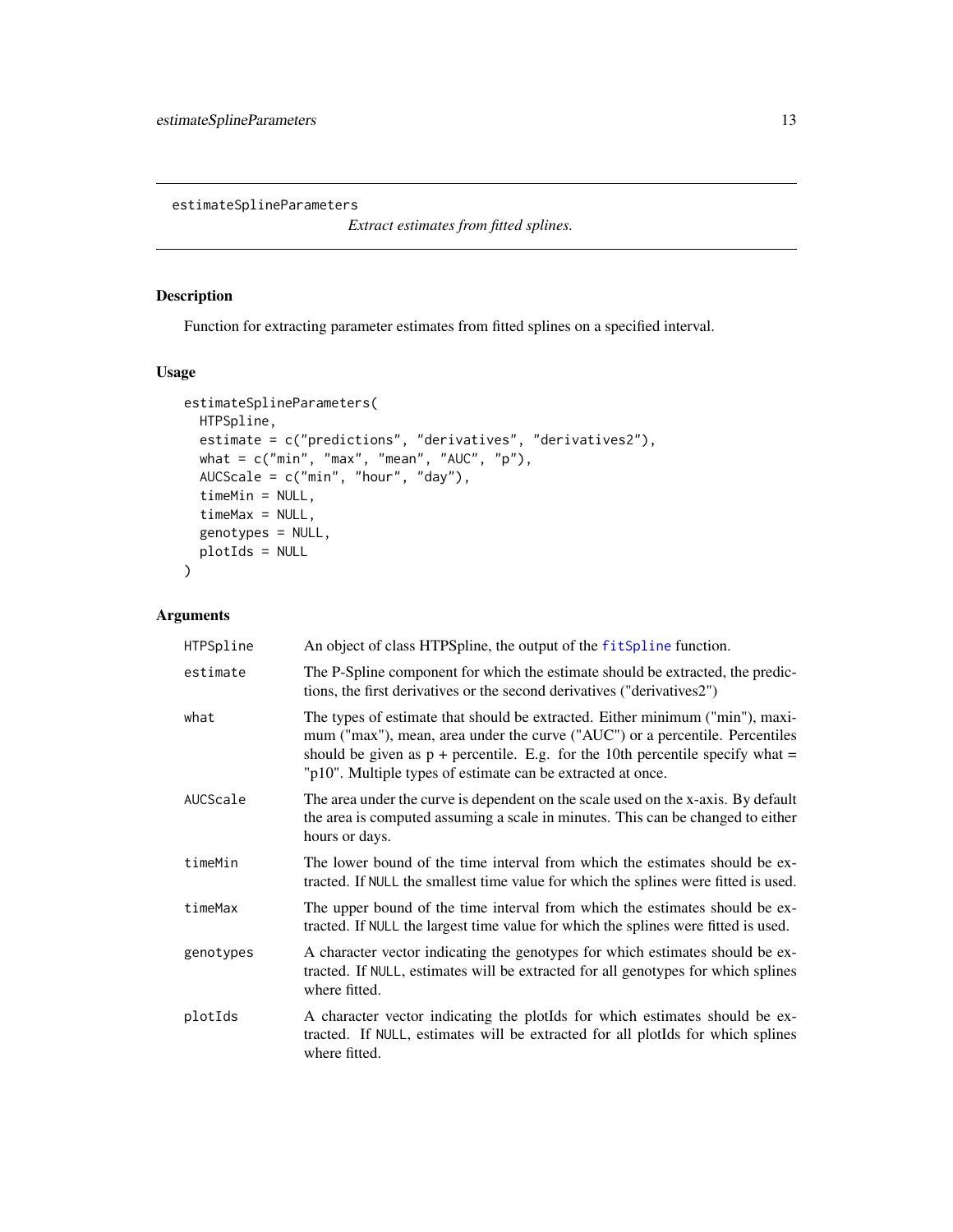# estimateSplineParameters

*Extract estimates from fitted splines.*

## Description

Function for extracting parameter estimates from fitted splines on a specified interval.

## Usage

```
estimateSplineParameters(
  HTPSpline,
  estimate = c("predictions", "derivatives", "derivatives2"),
  what = c("min", "max", "mean", "AUC", "p"),
  AUCScale = c("min", "hour", "day"),
  timeMin = NULL,
  timeMax = NULL,
  genotypes = NULL,
  plotIds = NULL
)
```

## Arguments

| | |
|---|---|
| HTPSpline | An object of class HTPSpline, the output of the fitSpline function. |
| estimate | The P-Spline component for which the estimate should be extracted, the predictions, the first derivatives or the second derivatives ("derivatives2") |
| what | The types of estimate that should be extracted. Either minimum ("min"), maximum ("max"), mean, area under the curve ("AUC") or a percentile. Percentiles should be given as p + percentile. E.g. for the 10th percentile specify what = "p10". Multiple types of estimate can be extracted at once. |
| AUCScale | The area under the curve is dependent on the scale used on the x-axis. By default the area is computed assuming a scale in minutes. This can be changed to either hours or days. |
| timeMin | The lower bound of the time interval from which the estimates should be extracted. If NULL the smallest time value for which the splines were fitted is used. |
| timeMax | The upper bound of the time interval from which the estimates should be extracted. If NULL the largest time value for which the splines were fitted is used. |
| genotypes | A character vector indicating the genotypes for which estimates should be extracted. If NULL, estimates will be extracted for all genotypes for which splines where fitted. |
| plotIds | A character vector indicating the plotIds for which estimates should be extracted. If NULL, estimates will be extracted for all plotIds for which splines where fitted. |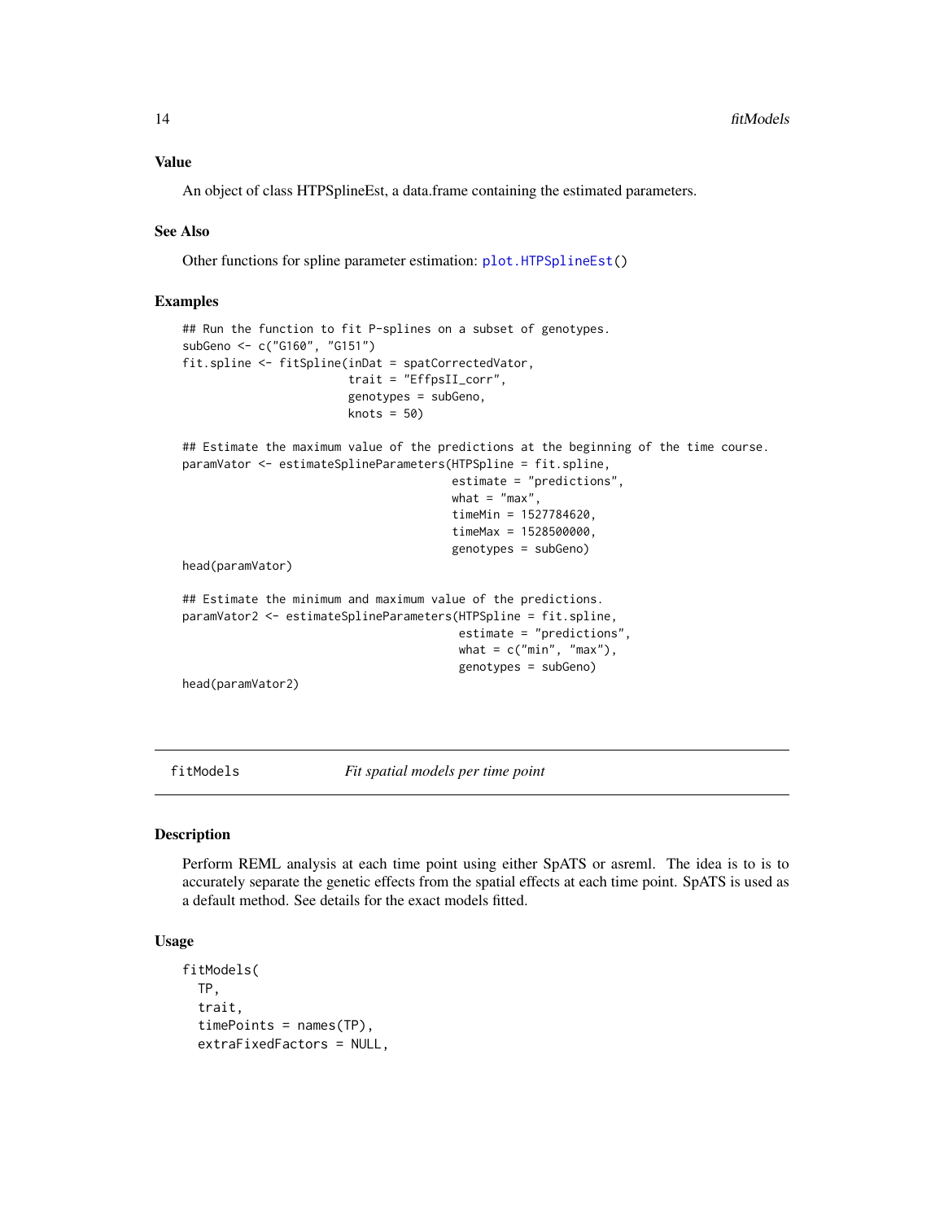### Value

An object of class HTPSplineEst, a data.frame containing the estimated parameters.

### See Also

Other functions for spline parameter estimation: `plot.HTPSplineEst()`

### Examples

```
## Run the function to fit P-splines on a subset of genotypes.
subGeno <- c("G160", "G151")
fit.spline <- fitSpline(inDat = spatCorrectedVator,
                        trait = "EffpsII_corr",
                        genotypes = subGeno,
                        knots = 50)

## Estimate the maximum value of the predictions at the beginning of the time course.
paramVator <- estimateSplineParameters(HTPSpline = fit.spline,
                                       estimate = "predictions",
                                       what = "max",
                                       timeMin = 1527784620,
                                       timeMax = 1528500000,
                                       genotypes = subGeno)
head(paramVator)

## Estimate the minimum and maximum value of the predictions.
paramVator2 <- estimateSplineParameters(HTPSpline = fit.spline,
                                        estimate = "predictions",
                                        what = c("min", "max"),
                                        genotypes = subGeno)
head(paramVator2)
```

---

## fitModels *Fit spatial models per time point*

### Description

Perform REML analysis at each time point using either SpATS or asreml. The idea is to is to accurately separate the genetic effects from the spatial effects at each time point. SpATS is used as a default method. See details for the exact models fitted.

### Usage

```
fitModels(
  TP,
  trait,
  timePoints = names(TP),
  extraFixedFactors = NULL,
```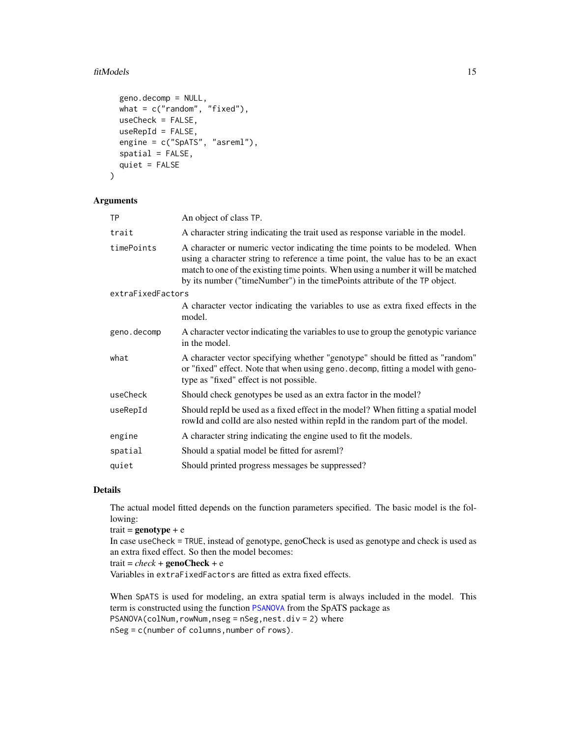```
  geno.decomp = NULL,
  what = c("random", "fixed"),
  useCheck = FALSE,
  useRepId = FALSE,
  engine = c("SpATS", "asreml"),
  spatial = FALSE,
  quiet = FALSE
)
```

## Arguments

| Argument | Description |
|---|---|
| `TP` | An object of class TP. |
| `trait` | A character string indicating the trait used as response variable in the model. |
| `timePoints` | A character or numeric vector indicating the time points to be modeled. When using a character string to reference a time point, the value has to be an exact match to one of the existing time points. When using a number it will be matched by its number ("timeNumber") in the timePoints attribute of the TP object. |
| `extraFixedFactors` | A character vector indicating the variables to use as extra fixed effects in the model. |
| `geno.decomp` | A character vector indicating the variables to use to group the genotypic variance in the model. |
| `what` | A character vector specifying whether "genotype" should be fitted as "random" or "fixed" effect. Note that when using `geno.decomp`, fitting a model with genotype as "fixed" effect is not possible. |
| `useCheck` | Should check genotypes be used as an extra factor in the model? |
| `useRepId` | Should repId be used as a fixed effect in the model? When fitting a spatial model rowId and colId are also nested within repId in the random part of the model. |
| `engine` | A character string indicating the engine used to fit the models. |
| `spatial` | Should a spatial model be fitted for asreml? |
| `quiet` | Should printed progress messages be suppressed? |

## Details

The actual model fitted depends on the function parameters specified. The basic model is the following:
trait = **genotype** + e
In case `useCheck = TRUE`, instead of genotype, genoCheck is used as genotype and check is used as an extra fixed effect. So then the model becomes:
trait = *check* + **genoCheck** + e
Variables in `extraFixedFactors` are fitted as extra fixed effects.

When `SpATS` is used for modeling, an extra spatial term is always included in the model. This term is constructed using the function `PSANOVA` from the SpATS package as
`PSANOVA(colNum, rowNum, nseg = nSeg, nest.div = 2)` where
`nSeg = c(number of columns, number of rows)`.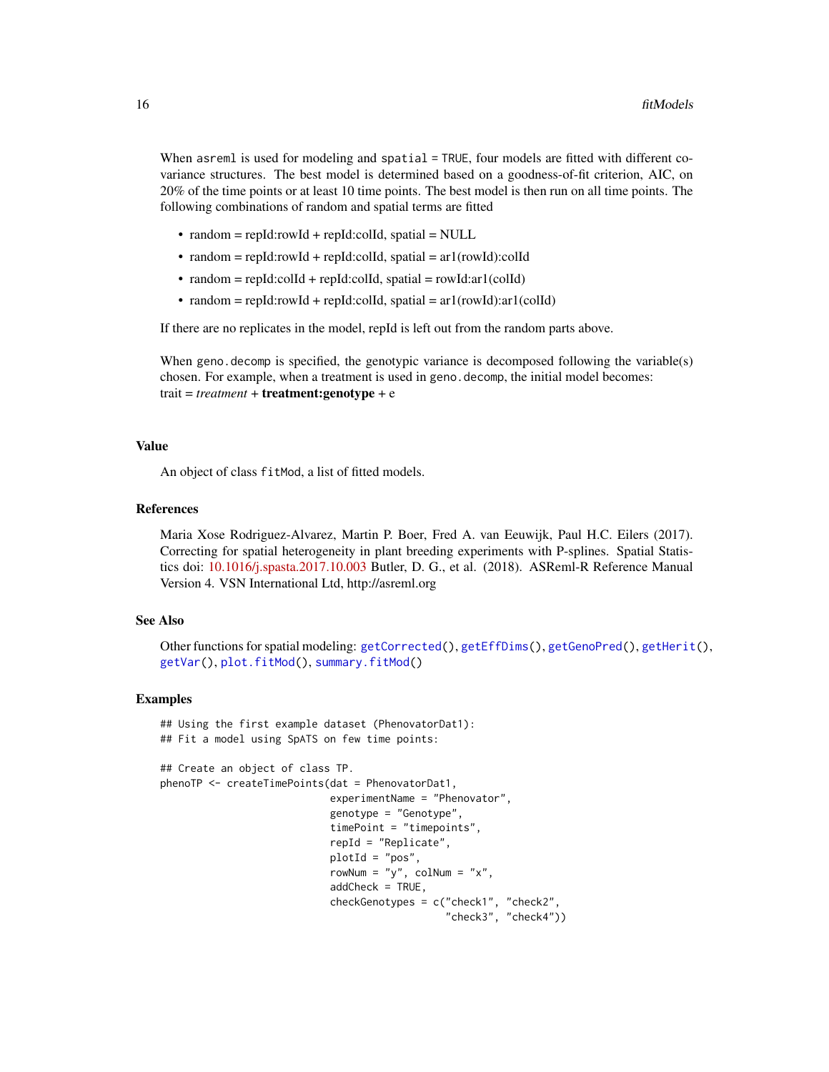When `asreml` is used for modeling and `spatial` = `TRUE`, four models are fitted with different covariance structures. The best model is determined based on a goodness-of-fit criterion, AIC, on 20% of the time points or at least 10 time points. The best model is then run on all time points. The following combinations of random and spatial terms are fitted

- random = repId:rowId + repId:colId, spatial = NULL
- random = repId:rowId + repId:colId, spatial = ar1(rowId):colId
- random = repId:colId + repId:colId, spatial = rowId:ar1(colId)
- random = repId:rowId + repId:colId, spatial = ar1(rowId):ar1(colId)

If there are no replicates in the model, repId is left out from the random parts above.

When `geno.decomp` is specified, the genotypic variance is decomposed following the variable(s) chosen. For example, when a treatment is used in `geno.decomp`, the initial model becomes:
trait = *treatment* + **treatment:genotype** + e

### Value

An object of class `fitMod`, a list of fitted models.

### References

Maria Xose Rodriguez-Alvarez, Martin P. Boer, Fred A. van Eeuwijk, Paul H.C. Eilers (2017). Correcting for spatial heterogeneity in plant breeding experiments with P-splines. Spatial Statistics doi: 10.1016/j.spasta.2017.10.003 Butler, D. G., et al. (2018). ASReml-R Reference Manual Version 4. VSN International Ltd, http://asreml.org

### See Also

Other functions for spatial modeling: `getCorrected()`, `getEffDims()`, `getGenoPred()`, `getHerit()`, `getVar()`, `plot.fitMod()`, `summary.fitMod()`

### Examples

```
## Using the first example dataset (PhenovatorDat1):
## Fit a model using SpATS on few time points:

## Create an object of class TP.
phenoTP <- createTimePoints(dat = PhenovatorDat1,
                            experimentName = "Phenovator",
                            genotype = "Genotype",
                            timePoint = "timepoints",
                            repId = "Replicate",
                            plotId = "pos",
                            rowNum = "y", colNum = "x",
                            addCheck = TRUE,
                            checkGenotypes = c("check1", "check2",
                                               "check3", "check4"))
```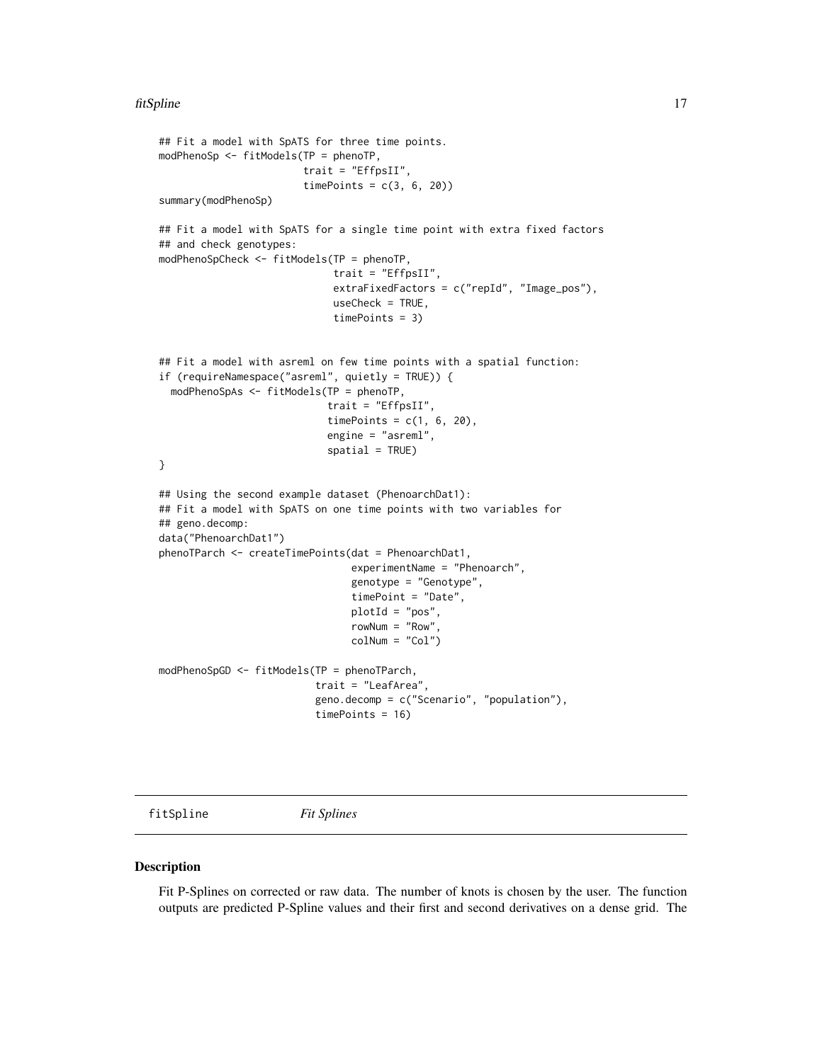```
## Fit a model with SpATS for three time points.
modPhenoSp <- fitModels(TP = phenoTP,
                        trait = "EffpsII",
                        timePoints = c(3, 6, 20))
summary(modPhenoSp)

## Fit a model with SpATS for a single time point with extra fixed factors
## and check genotypes:
modPhenoSpCheck <- fitModels(TP = phenoTP,
                             trait = "EffpsII",
                             extraFixedFactors = c("repId", "Image_pos"),
                             useCheck = TRUE,
                             timePoints = 3)


## Fit a model with asreml on few time points with a spatial function:
if (requireNamespace("asreml", quietly = TRUE)) {
  modPhenoSpAs <- fitModels(TP = phenoTP,
                            trait = "EffpsII",
                            timePoints = c(1, 6, 20),
                            engine = "asreml",
                            spatial = TRUE)
}

## Using the second example dataset (PhenoarchDat1):
## Fit a model with SpATS on one time points with two variables for
## geno.decomp:
data("PhenoarchDat1")
phenoTParch <- createTimePoints(dat = PhenoarchDat1,
                                experimentName = "Phenoarch",
                                genotype = "Genotype",
                                timePoint = "Date",
                                plotId = "pos",
                                rowNum = "Row",
                                colNum = "Col")

modPhenoSpGD <- fitModels(TP = phenoTParch,
                          trait = "LeafArea",
                          geno.decomp = c("Scenario", "population"),
                          timePoints = 16)
```

---

`fitSpline` *Fit Splines*

---

## Description

Fit P-Splines on corrected or raw data. The number of knots is chosen by the user. The function outputs are predicted P-Spline values and their first and second derivatives on a dense grid. The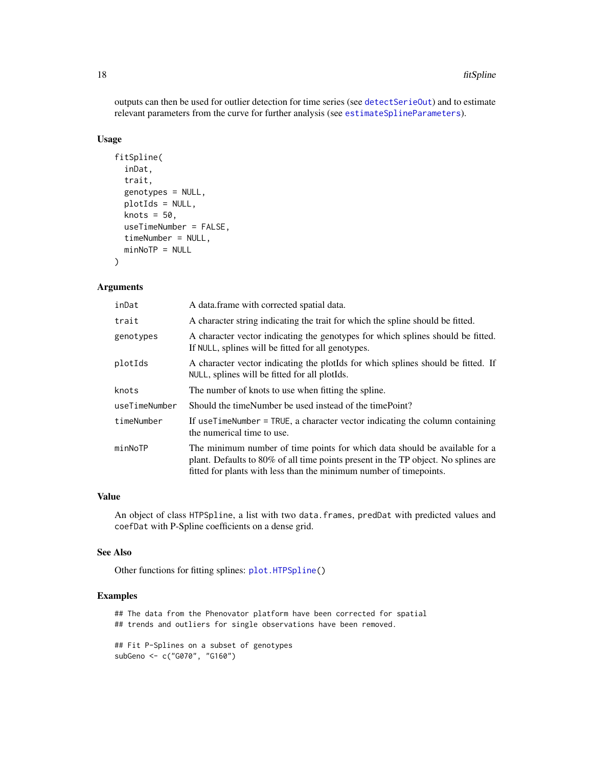outputs can then be used for outlier detection for time series (see `detectSerieOut`) and to estimate relevant parameters from the curve for further analysis (see `estimateSplineParameters`).

### Usage

```
fitSpline(
  inDat,
  trait,
  genotypes = NULL,
  plotIds = NULL,
  knots = 50,
  useTimeNumber = FALSE,
  timeNumber = NULL,
  minNoTP = NULL
)
```

### Arguments

| | |
|---|---|
| `inDat` | A data.frame with corrected spatial data. |
| `trait` | A character string indicating the trait for which the spline should be fitted. |
| `genotypes` | A character vector indicating the genotypes for which splines should be fitted. If `NULL`, splines will be fitted for all genotypes. |
| `plotIds` | A character vector indicating the plotIds for which splines should be fitted. If `NULL`, splines will be fitted for all plotIds. |
| `knots` | The number of knots to use when fitting the spline. |
| `useTimeNumber` | Should the timeNumber be used instead of the timePoint? |
| `timeNumber` | If `useTimeNumber = TRUE`, a character vector indicating the column containing the numerical time to use. |
| `minNoTP` | The minimum number of time points for which data should be available for a plant. Defaults to 80% of all time points present in the TP object. No splines are fitted for plants with less than the minimum number of timepoints. |

### Value

An object of class `HTPSpline`, a list with two `data.frames`, `predDat` with predicted values and `coefDat` with P-Spline coefficients on a dense grid.

### See Also

Other functions for fitting splines: `plot.HTPSpline()`

### Examples

```
## The data from the Phenovator platform have been corrected for spatial
## trends and outliers for single observations have been removed.

## Fit P-Splines on a subset of genotypes
subGeno <- c("G070", "G160")
```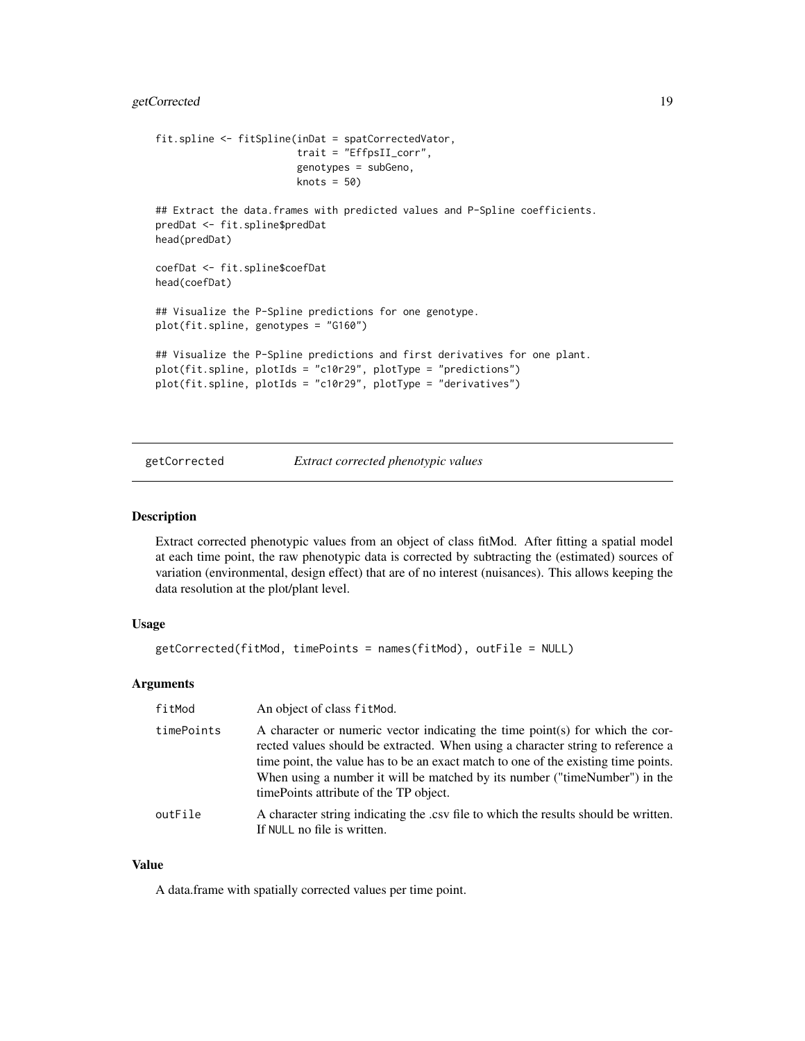```r
fit.spline <- fitSpline(inDat = spatCorrectedVator,
                        trait = "EffpsII_corr",
                        genotypes = subGeno,
                        knots = 50)

## Extract the data.frames with predicted values and P-Spline coefficients.
predDat <- fit.spline$predDat
head(predDat)

coefDat <- fit.spline$coefDat
head(coefDat)

## Visualize the P-Spline predictions for one genotype.
plot(fit.spline, genotypes = "G160")

## Visualize the P-Spline predictions and first derivatives for one plant.
plot(fit.spline, plotIds = "c10r29", plotType = "predictions")
plot(fit.spline, plotIds = "c10r29", plotType = "derivatives")
```

---

## getCorrected — *Extract corrected phenotypic values*

### Description

Extract corrected phenotypic values from an object of class fitMod. After fitting a spatial model at each time point, the raw phenotypic data is corrected by subtracting the (estimated) sources of variation (environmental, design effect) that are of no interest (nuisances). This allows keeping the data resolution at the plot/plant level.

### Usage

```r
getCorrected(fitMod, timePoints = names(fitMod), outFile = NULL)
```

### Arguments

| | |
|---|---|
| `fitMod` | An object of class `fitMod`. |
| `timePoints` | A character or numeric vector indicating the time point(s) for which the corrected values should be extracted. When using a character string to reference a time point, the value has to be an exact match to one of the existing time points. When using a number it will be matched by its number ("timeNumber") in the timePoints attribute of the TP object. |
| `outFile` | A character string indicating the .csv file to which the results should be written. If `NULL` no file is written. |

### Value

A data.frame with spatially corrected values per time point.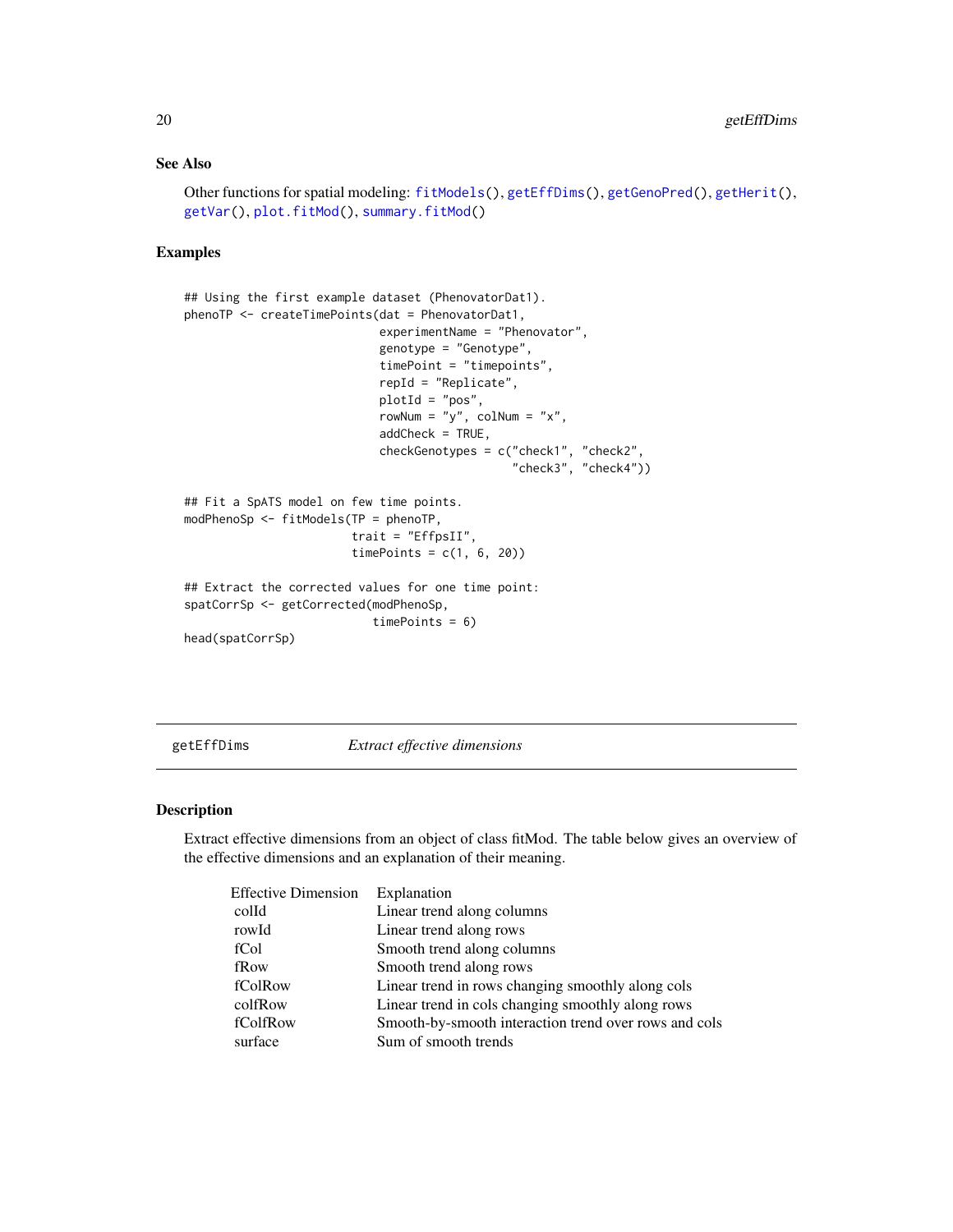## See Also

Other functions for spatial modeling: `fitModels()`, `getEffDims()`, `getGenoPred()`, `getHerit()`, `getVar()`, `plot.fitMod()`, `summary.fitMod()`

## Examples

```
## Using the first example dataset (PhenovatorDat1).
phenoTP <- createTimePoints(dat = PhenovatorDat1,
                            experimentName = "Phenovator",
                            genotype = "Genotype",
                            timePoint = "timepoints",
                            repId = "Replicate",
                            plotId = "pos",
                            rowNum = "y", colNum = "x",
                            addCheck = TRUE,
                            checkGenotypes = c("check1", "check2",
                                               "check3", "check4"))

## Fit a SpATS model on few time points.
modPhenoSp <- fitModels(TP = phenoTP,
                        trait = "EffpsII",
                        timePoints = c(1, 6, 20))

## Extract the corrected values for one time point:
spatCorrSp <- getCorrected(modPhenoSp,
                           timePoints = 6)
head(spatCorrSp)
```

---

# getEffDims — *Extract effective dimensions*

## Description

Extract effective dimensions from an object of class fitMod. The table below gives an overview of the effective dimensions and an explanation of their meaning.

| Effective Dimension | Explanation |
|---|---|
| colId | Linear trend along columns |
| rowId | Linear trend along rows |
| fCol | Smooth trend along columns |
| fRow | Smooth trend along rows |
| fColRow | Linear trend in rows changing smoothly along cols |
| colfRow | Linear trend in cols changing smoothly along rows |
| fColfRow | Smooth-by-smooth interaction trend over rows and cols |
| surface | Sum of smooth trends |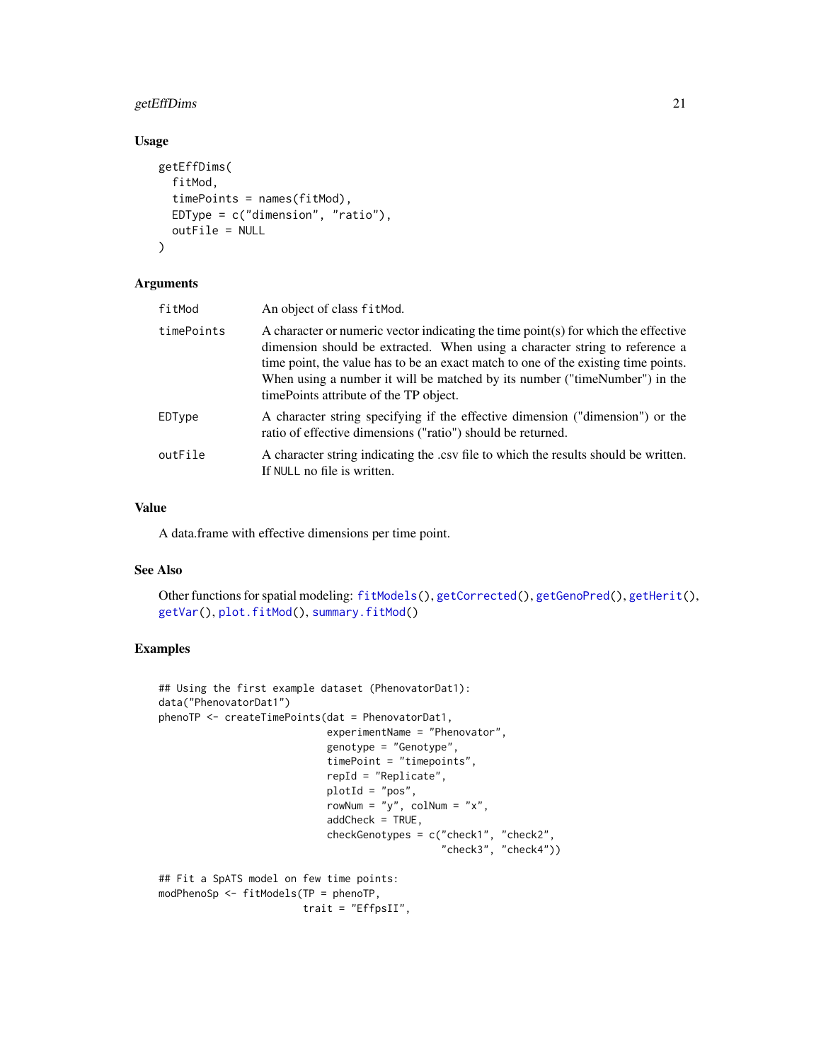### Usage

```
getEffDims(
  fitMod,
  timePoints = names(fitMod),
  EDType = c("dimension", "ratio"),
  outFile = NULL
)
```

### Arguments

| | |
|---|---|
| fitMod | An object of class fitMod. |
| timePoints | A character or numeric vector indicating the time point(s) for which the effective dimension should be extracted. When using a character string to reference a time point, the value has to be an exact match to one of the existing time points. When using a number it will be matched by its number ("timeNumber") in the timePoints attribute of the TP object. |
| EDType | A character string specifying if the effective dimension ("dimension") or the ratio of effective dimensions ("ratio") should be returned. |
| outFile | A character string indicating the .csv file to which the results should be written. If NULL no file is written. |

### Value

A data.frame with effective dimensions per time point.

### See Also

Other functions for spatial modeling: fitModels(), getCorrected(), getGenoPred(), getHerit(), getVar(), plot.fitMod(), summary.fitMod()

### Examples

```
## Using the first example dataset (PhenovatorDat1):
data("PhenovatorDat1")
phenoTP <- createTimePoints(dat = PhenovatorDat1,
                            experimentName = "Phenovator",
                            genotype = "Genotype",
                            timePoint = "timepoints",
                            repId = "Replicate",
                            plotId = "pos",
                            rowNum = "y", colNum = "x",
                            addCheck = TRUE,
                            checkGenotypes = c("check1", "check2",
                                               "check3", "check4"))

## Fit a SpATS model on few time points:
modPhenoSp <- fitModels(TP = phenoTP,
                        trait = "EffpsII",
```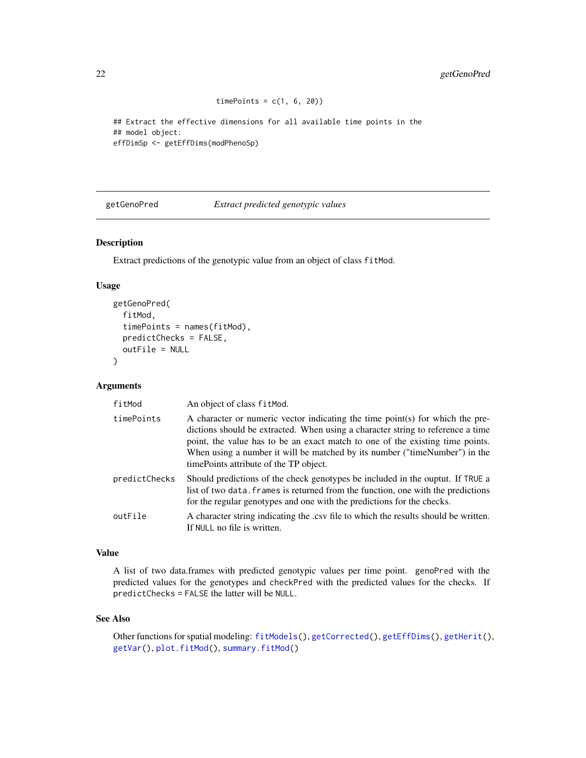```
                        timePoints = c(1, 6, 20))

## Extract the effective dimensions for all available time points in the
## model object:
effDimSp <- getEffDims(modPhenoSp)
```

## getGenoPred — *Extract predicted genotypic values*

### Description

Extract predictions of the genotypic value from an object of class `fitMod`.

### Usage

```
getGenoPred(
  fitMod,
  timePoints = names(fitMod),
  predictChecks = FALSE,
  outFile = NULL
)
```

### Arguments

| | |
|---|---|
| `fitMod` | An object of class `fitMod`. |
| `timePoints` | A character or numeric vector indicating the time point(s) for which the predictions should be extracted. When using a character string to reference a time point, the value has to be an exact match to one of the existing time points. When using a number it will be matched by its number ("timeNumber") in the timePoints attribute of the TP object. |
| `predictChecks` | Should predictions of the check genotypes be included in the ouptut. If `TRUE` a list of two `data.frames` is returned from the function, one with the predictions for the regular genotypes and one with the predictions for the checks. |
| `outFile` | A character string indicating the .csv file to which the results should be written. If `NULL` no file is written. |

### Value

A list of two data.frames with predicted genotypic values per time point. `genoPred` with the predicted values for the genotypes and `checkPred` with the predicted values for the checks. If `predictChecks = FALSE` the latter will be `NULL`.

### See Also

Other functions for spatial modeling: `fitModels()`, `getCorrected()`, `getEffDims()`, `getHerit()`, `getVar()`, `plot.fitMod()`, `summary.fitMod()`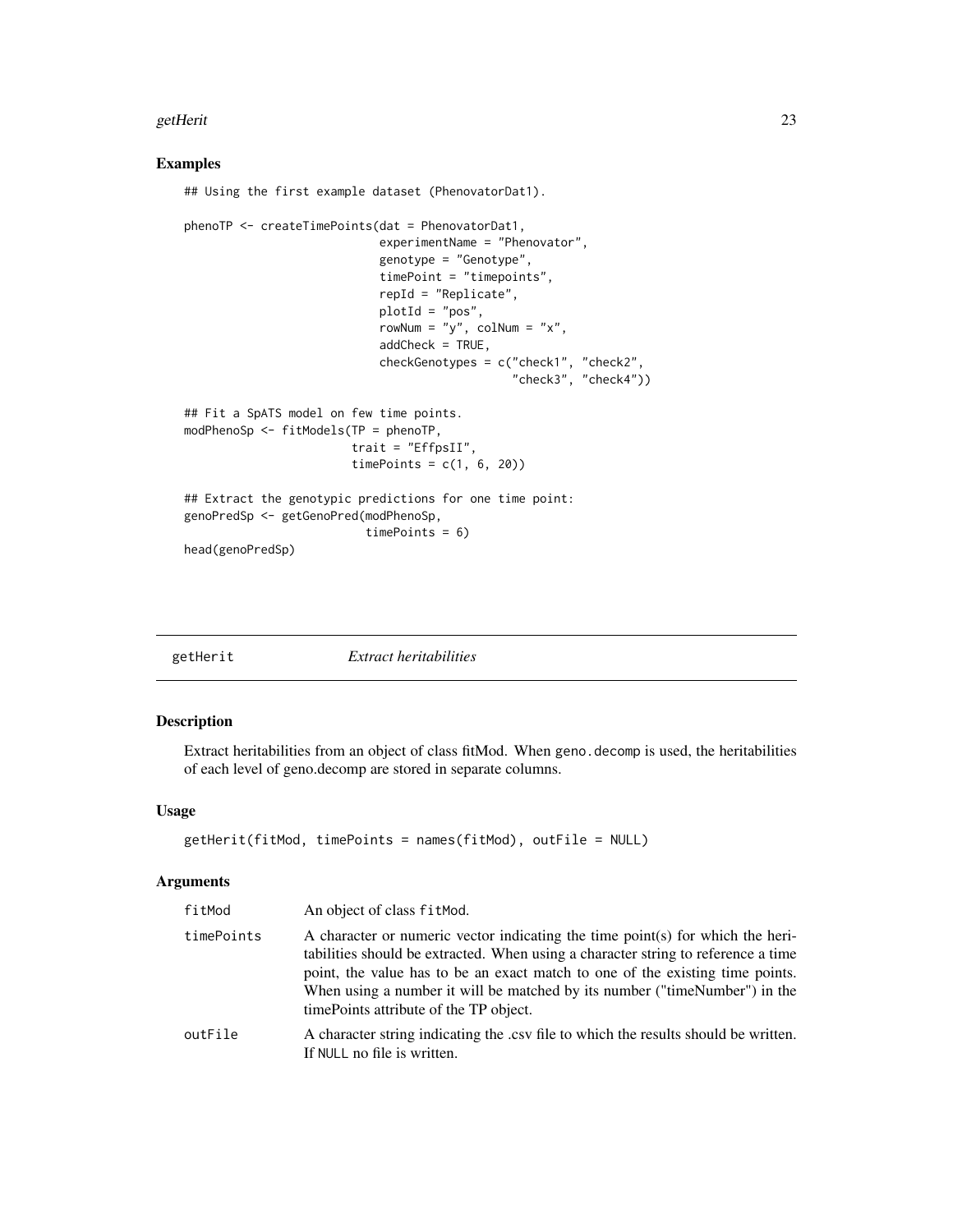## Examples

```
## Using the first example dataset (PhenovatorDat1).

phenoTP <- createTimePoints(dat = PhenovatorDat1,
                            experimentName = "Phenovator",
                            genotype = "Genotype",
                            timePoint = "timepoints",
                            repId = "Replicate",
                            plotId = "pos",
                            rowNum = "y", colNum = "x",
                            addCheck = TRUE,
                            checkGenotypes = c("check1", "check2",
                                               "check3", "check4"))

## Fit a SpATS model on few time points.
modPhenoSp <- fitModels(TP = phenoTP,
                        trait = "EffpsII",
                        timePoints = c(1, 6, 20))

## Extract the genotypic predictions for one time point:
genoPredSp <- getGenoPred(modPhenoSp,
                          timePoints = 6)
head(genoPredSp)
```

---

# getHerit — *Extract heritabilities*

## Description

Extract heritabilities from an object of class fitMod. When `geno.decomp` is used, the heritabilities of each level of geno.decomp are stored in separate columns.

## Usage

```
getHerit(fitMod, timePoints = names(fitMod), outFile = NULL)
```

## Arguments

| | |
|---|---|
| `fitMod` | An object of class `fitMod`. |
| `timePoints` | A character or numeric vector indicating the time point(s) for which the heritabilities should be extracted. When using a character string to reference a time point, the value has to be an exact match to one of the existing time points. When using a number it will be matched by its number ("timeNumber") in the timePoints attribute of the TP object. |
| `outFile` | A character string indicating the .csv file to which the results should be written. If `NULL` no file is written. |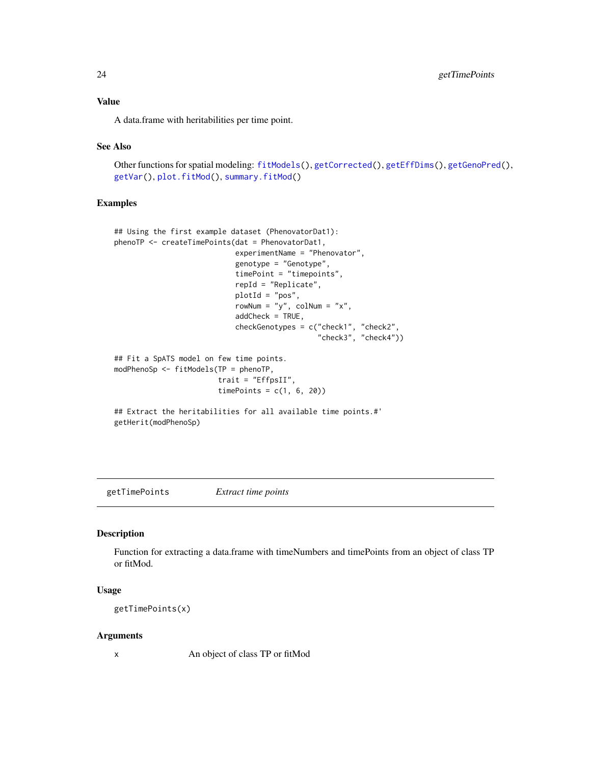### Value

A data.frame with heritabilities per time point.

### See Also

Other functions for spatial modeling: fitModels(), getCorrected(), getEffDims(), getGenoPred(), getVar(), plot.fitMod(), summary.fitMod()

### Examples

```
## Using the first example dataset (PhenovatorDat1):
phenoTP <- createTimePoints(dat = PhenovatorDat1,
                            experimentName = "Phenovator",
                            genotype = "Genotype",
                            timePoint = "timepoints",
                            repId = "Replicate",
                            plotId = "pos",
                            rowNum = "y", colNum = "x",
                            addCheck = TRUE,
                            checkGenotypes = c("check1", "check2",
                                               "check3", "check4"))

## Fit a SpATS model on few time points.
modPhenoSp <- fitModels(TP = phenoTP,
                        trait = "EffpsII",
                        timePoints = c(1, 6, 20))

## Extract the heritabilities for all available time points.#'
getHerit(modPhenoSp)
```

## getTimePoints — *Extract time points*

### Description

Function for extracting a data.frame with timeNumbers and timePoints from an object of class TP or fitMod.

### Usage

```
getTimePoints(x)
```

### Arguments

| | |
|---|---|
| x | An object of class TP or fitMod |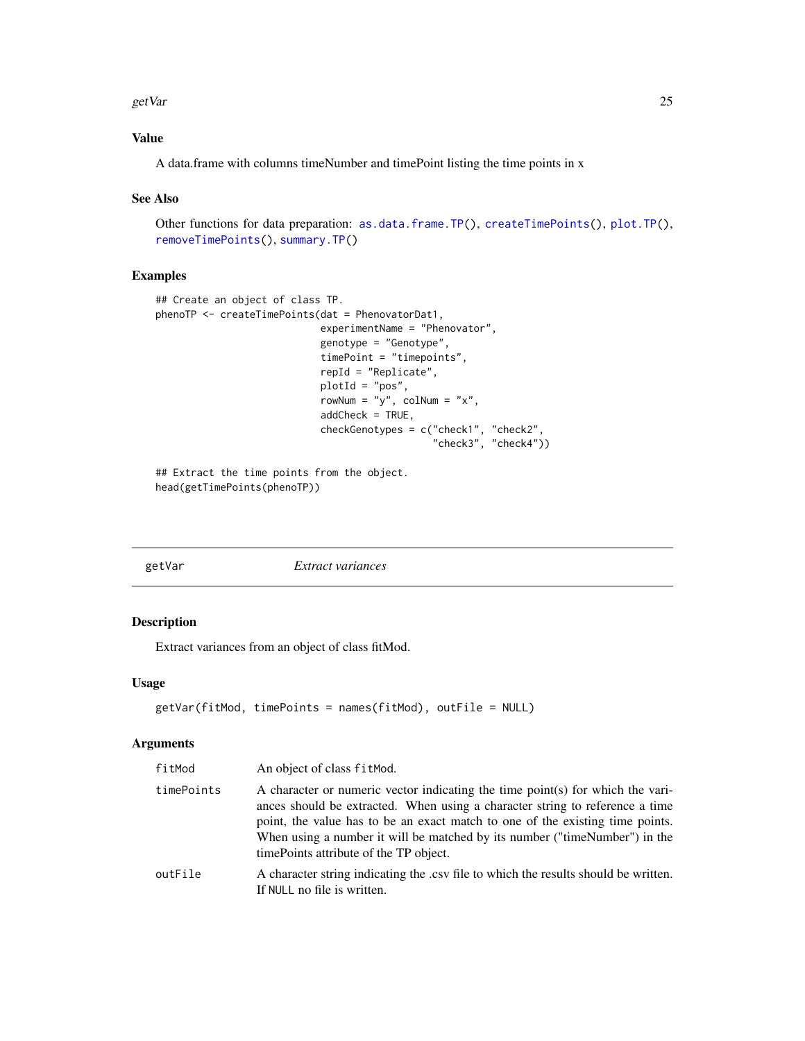## Value

A data.frame with columns timeNumber and timePoint listing the time points in x

## See Also

Other functions for data preparation: as.data.frame.TP(), createTimePoints(), plot.TP(), removeTimePoints(), summary.TP()

## Examples

```
## Create an object of class TP.
phenoTP <- createTimePoints(dat = PhenovatorDat1,
                            experimentName = "Phenovator",
                            genotype = "Genotype",
                            timePoint = "timepoints",
                            repId = "Replicate",
                            plotId = "pos",
                            rowNum = "y", colNum = "x",
                            addCheck = TRUE,
                            checkGenotypes = c("check1", "check2",
                                               "check3", "check4"))

## Extract the time points from the object.
head(getTimePoints(phenoTP))
```

---

# getVar — *Extract variances*

## Description

Extract variances from an object of class fitMod.

## Usage

```
getVar(fitMod, timePoints = names(fitMod), outFile = NULL)
```

## Arguments

| | |
|---|---|
| fitMod | An object of class fitMod. |
| timePoints | A character or numeric vector indicating the time point(s) for which the variances should be extracted. When using a character string to reference a time point, the value has to be an exact match to one of the existing time points. When using a number it will be matched by its number ("timeNumber") in the timePoints attribute of the TP object. |
| outFile | A character string indicating the .csv file to which the results should be written. If NULL no file is written. |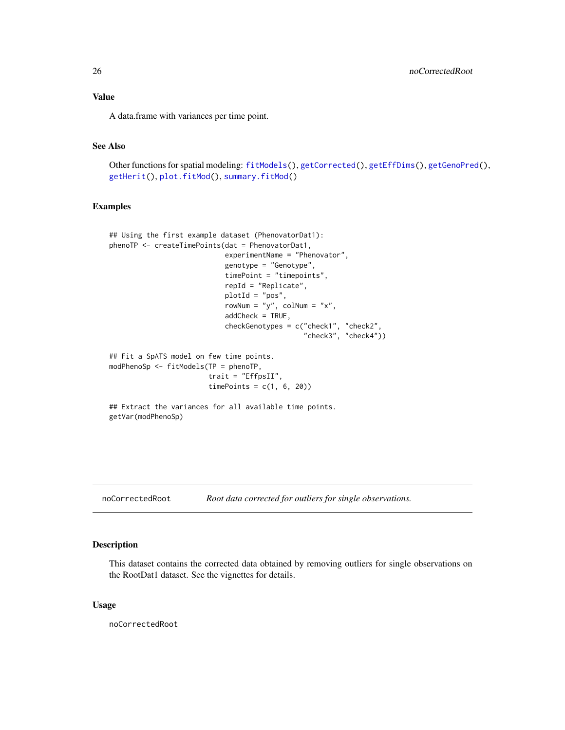## Value

A data.frame with variances per time point.

## See Also

Other functions for spatial modeling: fitModels(), getCorrected(), getEffDims(), getGenoPred(), getHerit(), plot.fitMod(), summary.fitMod()

## Examples

```
## Using the first example dataset (PhenovatorDat1):
phenoTP <- createTimePoints(dat = PhenovatorDat1,
                            experimentName = "Phenovator",
                            genotype = "Genotype",
                            timePoint = "timepoints",
                            repId = "Replicate",
                            plotId = "pos",
                            rowNum = "y", colNum = "x",
                            addCheck = TRUE,
                            checkGenotypes = c("check1", "check2",
                                               "check3", "check4"))

## Fit a SpATS model on few time points.
modPhenoSp <- fitModels(TP = phenoTP,
                        trait = "EffpsII",
                        timePoints = c(1, 6, 20))

## Extract the variances for all available time points.
getVar(modPhenoSp)
```

---

# noCorrectedRoot *Root data corrected for outliers for single observations.*

## Description

This dataset contains the corrected data obtained by removing outliers for single observations on the RootDat1 dataset. See the vignettes for details.

## Usage

```
noCorrectedRoot
```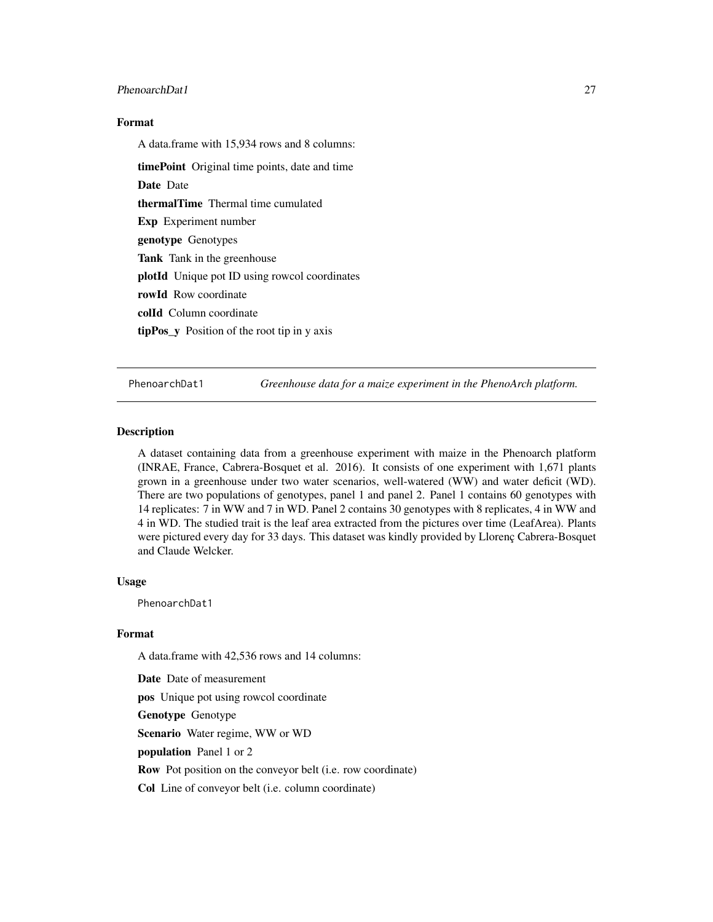### Format

A data.frame with 15,934 rows and 8 columns:

**timePoint** Original time points, date and time

**Date** Date

**thermalTime** Thermal time cumulated

**Exp** Experiment number

**genotype** Genotypes

**Tank** Tank in the greenhouse

**plotId** Unique pot ID using rowcol coordinates

**rowId** Row coordinate

**colId** Column coordinate

**tipPos_y** Position of the root tip in y axis

---

## PhenoarchDat1 *Greenhouse data for a maize experiment in the PhenoArch platform.*

### Description

A dataset containing data from a greenhouse experiment with maize in the Phenoarch platform (INRAE, France, Cabrera-Bosquet et al. 2016). It consists of one experiment with 1,671 plants grown in a greenhouse under two water scenarios, well-watered (WW) and water deficit (WD). There are two populations of genotypes, panel 1 and panel 2. Panel 1 contains 60 genotypes with 14 replicates: 7 in WW and 7 in WD. Panel 2 contains 30 genotypes with 8 replicates, 4 in WW and 4 in WD. The studied trait is the leaf area extracted from the pictures over time (LeafArea). Plants were pictured every day for 33 days. This dataset was kindly provided by Llorenç Cabrera-Bosquet and Claude Welcker.

### Usage

```
PhenoarchDat1
```

### Format

A data.frame with 42,536 rows and 14 columns:

**Date** Date of measurement

**pos** Unique pot using rowcol coordinate

**Genotype** Genotype

**Scenario** Water regime, WW or WD

**population** Panel 1 or 2

**Row** Pot position on the conveyor belt (i.e. row coordinate)

**Col** Line of conveyor belt (i.e. column coordinate)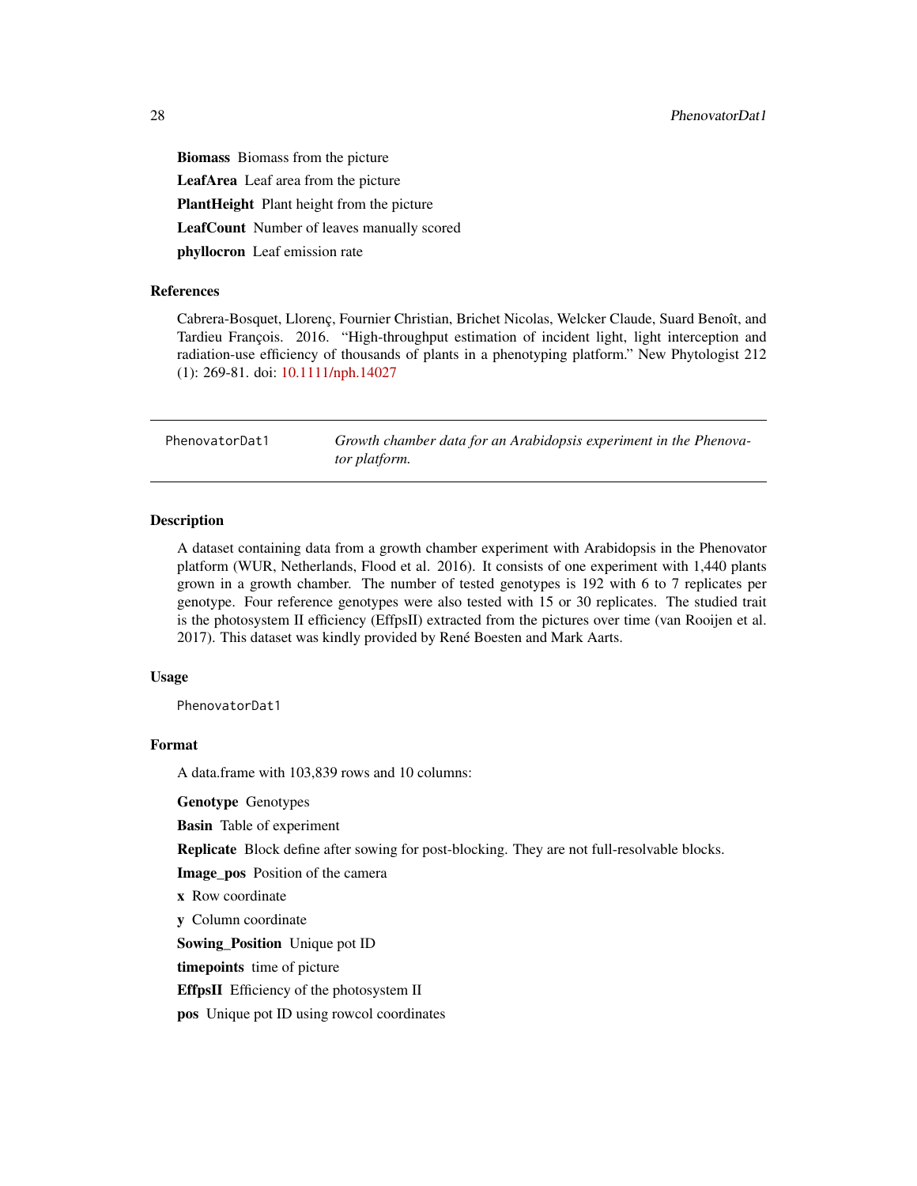**Biomass** Biomass from the picture

**LeafArea** Leaf area from the picture

**PlantHeight** Plant height from the picture

**LeafCount** Number of leaves manually scored

**phyllocron** Leaf emission rate

### References

Cabrera-Bosquet, Llorenç, Fournier Christian, Brichet Nicolas, Welcker Claude, Suard Benoît, and Tardieu François. 2016. "High-throughput estimation of incident light, light interception and radiation-use efficiency of thousands of plants in a phenotyping platform." New Phytologist 212 (1): 269-81. doi: 10.1111/nph.14027

---

## PhenovatorDat1 — *Growth chamber data for an Arabidopsis experiment in the Phenovator platform.*

---

### Description

A dataset containing data from a growth chamber experiment with Arabidopsis in the Phenovator platform (WUR, Netherlands, Flood et al. 2016). It consists of one experiment with 1,440 plants grown in a growth chamber. The number of tested genotypes is 192 with 6 to 7 replicates per genotype. Four reference genotypes were also tested with 15 or 30 replicates. The studied trait is the photosystem II efficiency (EffpsII) extracted from the pictures over time (van Rooijen et al. 2017). This dataset was kindly provided by René Boesten and Mark Aarts.

### Usage

```
PhenovatorDat1
```

### Format

A data.frame with 103,839 rows and 10 columns:

**Genotype** Genotypes

**Basin** Table of experiment

**Replicate** Block define after sowing for post-blocking. They are not full-resolvable blocks.

**Image_pos** Position of the camera

**x** Row coordinate

**y** Column coordinate

**Sowing_Position** Unique pot ID

**timepoints** time of picture

**EffpsII** Efficiency of the photosystem II

**pos** Unique pot ID using rowcol coordinates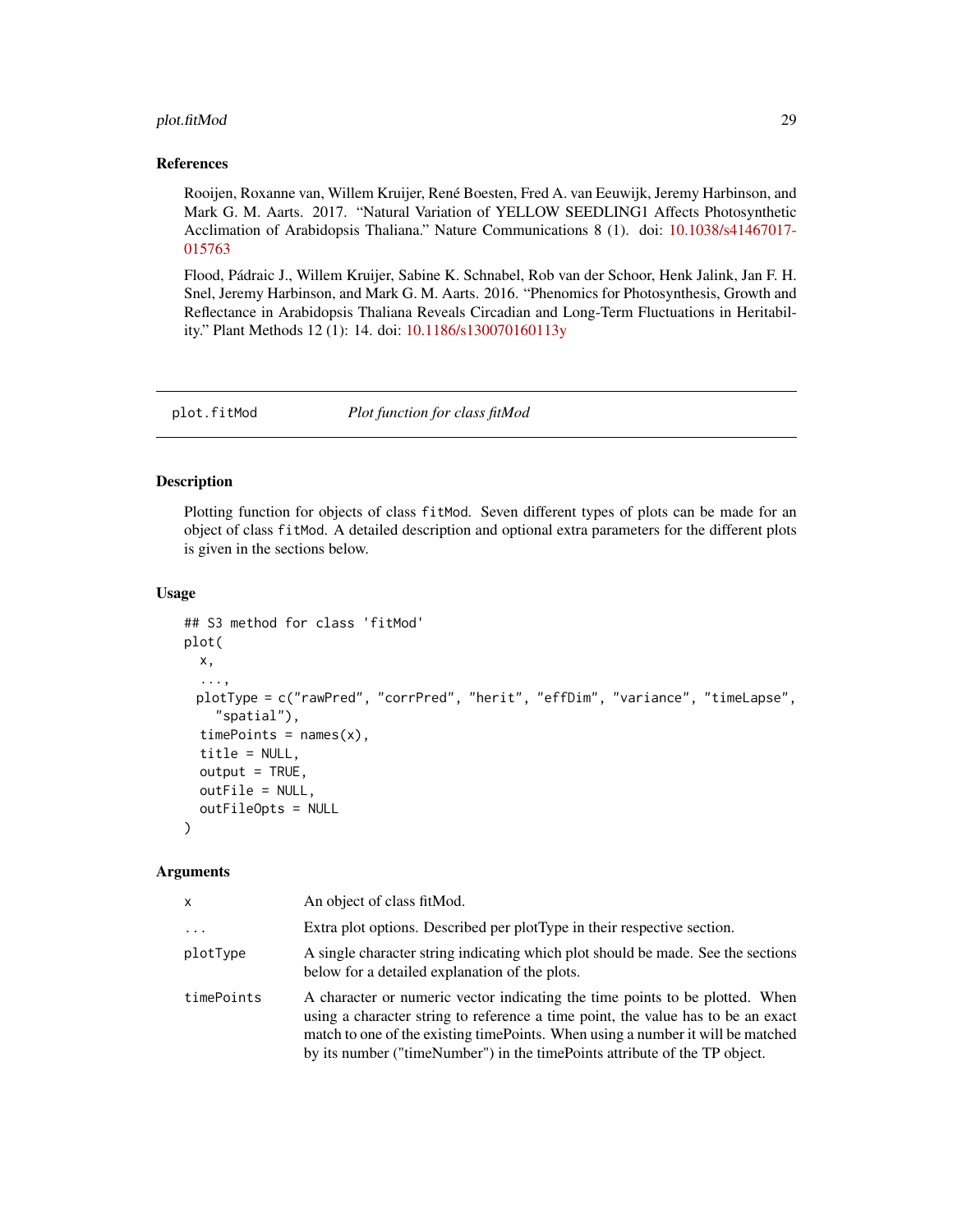### References

Rooijen, Roxanne van, Willem Kruijer, René Boesten, Fred A. van Eeuwijk, Jeremy Harbinson, and Mark G. M. Aarts. 2017. "Natural Variation of YELLOW SEEDLING1 Affects Photosynthetic Acclimation of Arabidopsis Thaliana." Nature Communications 8 (1). doi: 10.1038/s41467017-015763

Flood, Pádraic J., Willem Kruijer, Sabine K. Schnabel, Rob van der Schoor, Henk Jalink, Jan F. H. Snel, Jeremy Harbinson, and Mark G. M. Aarts. 2016. "Phenomics for Photosynthesis, Growth and Reflectance in Arabidopsis Thaliana Reveals Circadian and Long-Term Fluctuations in Heritability." Plant Methods 12 (1): 14. doi: 10.1186/s130070160113y

---

## plot.fitMod — *Plot function for class fitMod*

### Description

Plotting function for objects of class `fitMod`. Seven different types of plots can be made for an object of class `fitMod`. A detailed description and optional extra parameters for the different plots is given in the sections below.

### Usage

```
## S3 method for class 'fitMod'
plot(
  x,
  ...,
 plotType = c("rawPred", "corrPred", "herit", "effDim", "variance", "timeLapse",
    "spatial"),
  timePoints = names(x),
  title = NULL,
  output = TRUE,
  outFile = NULL,
  outFileOpts = NULL
)
```

### Arguments

| | |
|---|---|
| `x` | An object of class fitMod. |
| `...` | Extra plot options. Described per plotType in their respective section. |
| `plotType` | A single character string indicating which plot should be made. See the sections below for a detailed explanation of the plots. |
| `timePoints` | A character or numeric vector indicating the time points to be plotted. When using a character string to reference a time point, the value has to be an exact match to one of the existing timePoints. When using a number it will be matched by its number ("timeNumber") in the timePoints attribute of the TP object. |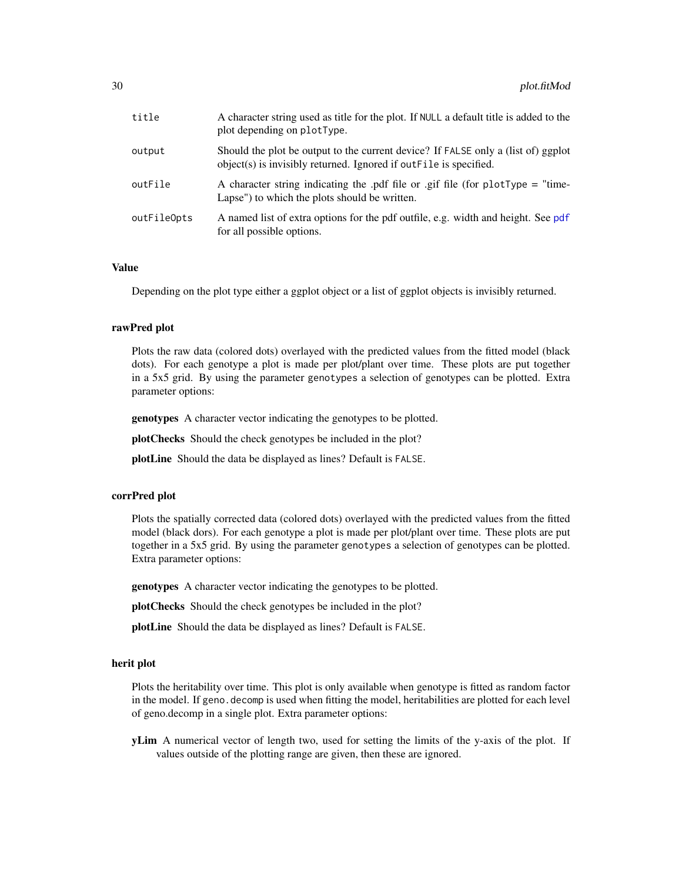| | |
|---|---|
| `title` | A character string used as title for the plot. If `NULL` a default title is added to the plot depending on `plotType`. |
| `output` | Should the plot be output to the current device? If `FALSE` only a (list of) ggplot object(s) is invisibly returned. Ignored if `outFile` is specified. |
| `outFile` | A character string indicating the .pdf file or .gif file (for `plotType` = "timeLapse") to which the plots should be written. |
| `outFileOpts` | A named list of extra options for the pdf outfile, e.g. width and height. See `pdf` for all possible options. |

## Value

Depending on the plot type either a ggplot object or a list of ggplot objects is invisibly returned.

## rawPred plot

Plots the raw data (colored dots) overlayed with the predicted values from the fitted model (black dots). For each genotype a plot is made per plot/plant over time. These plots are put together in a 5x5 grid. By using the parameter `genotypes` a selection of genotypes can be plotted. Extra parameter options:

**genotypes** A character vector indicating the genotypes to be plotted.

**plotChecks** Should the check genotypes be included in the plot?

**plotLine** Should the data be displayed as lines? Default is `FALSE`.

## corrPred plot

Plots the spatially corrected data (colored dots) overlayed with the predicted values from the fitted model (black dors). For each genotype a plot is made per plot/plant over time. These plots are put together in a 5x5 grid. By using the parameter `genotypes` a selection of genotypes can be plotted. Extra parameter options:

**genotypes** A character vector indicating the genotypes to be plotted.

**plotChecks** Should the check genotypes be included in the plot?

**plotLine** Should the data be displayed as lines? Default is `FALSE`.

## herit plot

Plots the heritability over time. This plot is only available when genotype is fitted as random factor in the model. If `geno.decomp` is used when fitting the model, heritabilities are plotted for each level of geno.decomp in a single plot. Extra parameter options:

**yLim** A numerical vector of length two, used for setting the limits of the y-axis of the plot. If values outside of the plotting range are given, then these are ignored.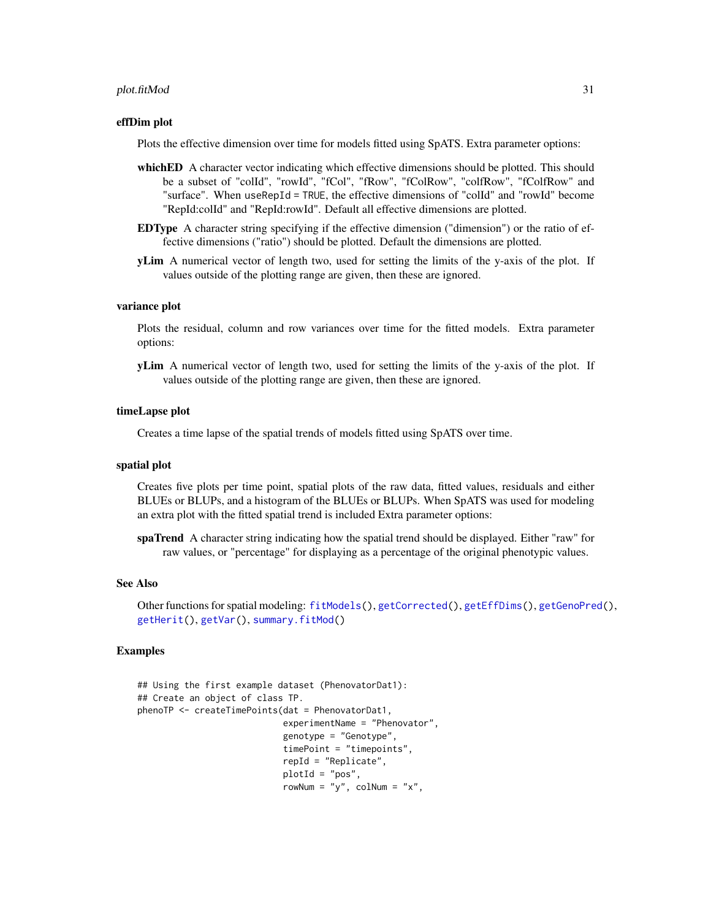### effDim plot

Plots the effective dimension over time for models fitted using SpATS. Extra parameter options:

**whichED** A character vector indicating which effective dimensions should be plotted. This should be a subset of "colId", "rowId", "fCol", "fRow", "fColRow", "colfRow", "fColfRow" and "surface". When `useRepId = TRUE`, the effective dimensions of "colId" and "rowId" become "RepId:colId" and "RepId:rowId". Default all effective dimensions are plotted.

**EDType** A character string specifying if the effective dimension ("dimension") or the ratio of effective dimensions ("ratio") should be plotted. Default the dimensions are plotted.

**yLim** A numerical vector of length two, used for setting the limits of the y-axis of the plot. If values outside of the plotting range are given, then these are ignored.

### variance plot

Plots the residual, column and row variances over time for the fitted models. Extra parameter options:

**yLim** A numerical vector of length two, used for setting the limits of the y-axis of the plot. If values outside of the plotting range are given, then these are ignored.

### timeLapse plot

Creates a time lapse of the spatial trends of models fitted using SpATS over time.

### spatial plot

Creates five plots per time point, spatial plots of the raw data, fitted values, residuals and either BLUEs or BLUPs, and a histogram of the BLUEs or BLUPs. When SpATS was used for modeling an extra plot with the fitted spatial trend is included Extra parameter options:

**spaTrend** A character string indicating how the spatial trend should be displayed. Either "raw" for raw values, or "percentage" for displaying as a percentage of the original phenotypic values.

## See Also

Other functions for spatial modeling: `fitModels()`, `getCorrected()`, `getEffDims()`, `getGenoPred()`, `getHerit()`, `getVar()`, `summary.fitMod()`

## Examples

```
## Using the first example dataset (PhenovatorDat1):
## Create an object of class TP.
phenoTP <- createTimePoints(dat = PhenovatorDat1,
                            experimentName = "Phenovator",
                            genotype = "Genotype",
                            timePoint = "timepoints",
                            repId = "Replicate",
                            plotId = "pos",
                            rowNum = "y", colNum = "x",
```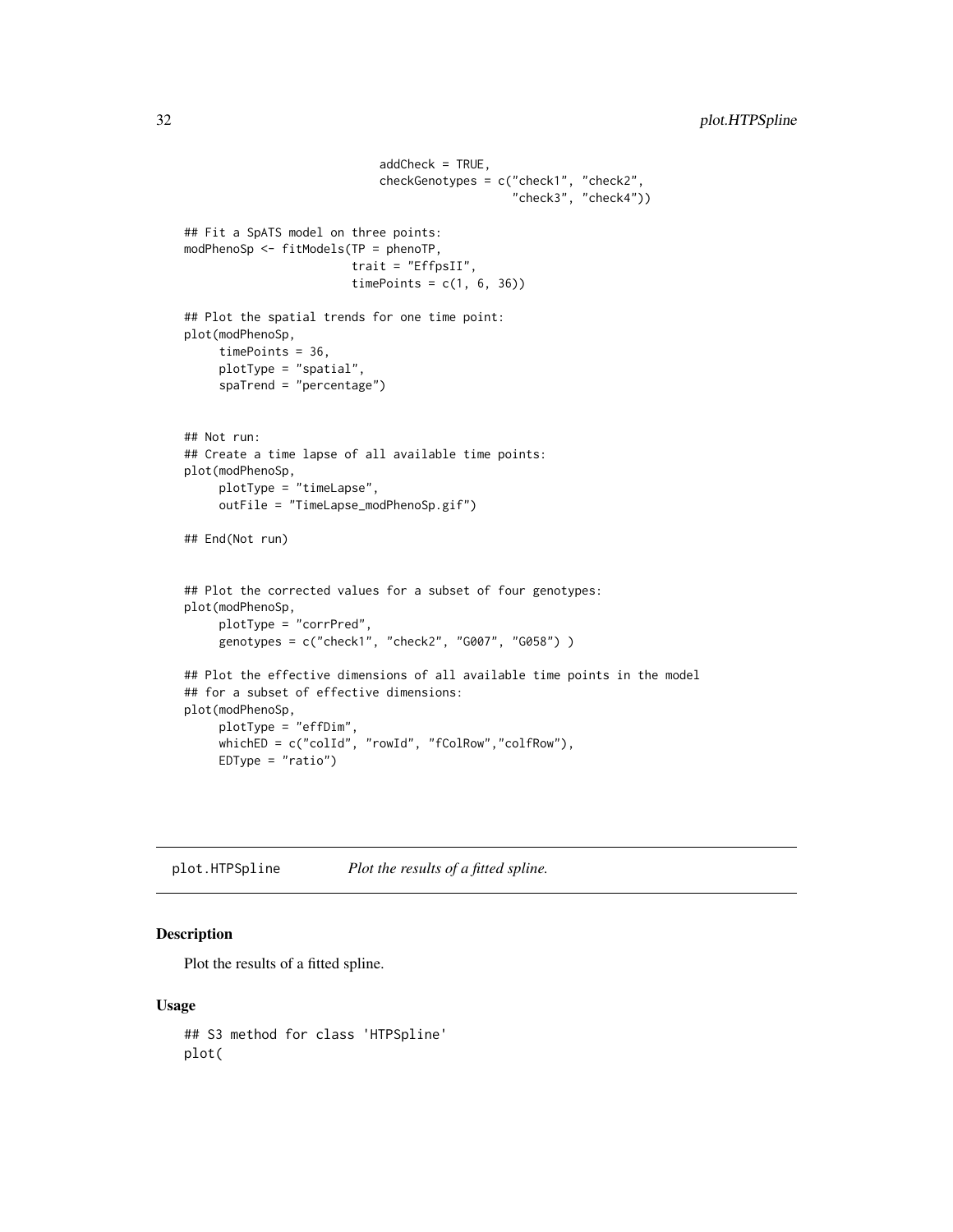```
                            addCheck = TRUE,
                            checkGenotypes = c("check1", "check2",
                                               "check3", "check4"))

## Fit a SpATS model on three points:
modPhenoSp <- fitModels(TP = phenoTP,
                        trait = "EffpsII",
                        timePoints = c(1, 6, 36))

## Plot the spatial trends for one time point:
plot(modPhenoSp,
     timePoints = 36,
     plotType = "spatial",
     spaTrend = "percentage")


## Not run:
## Create a time lapse of all available time points:
plot(modPhenoSp,
     plotType = "timeLapse",
     outFile = "TimeLapse_modPhenoSp.gif")

## End(Not run)


## Plot the corrected values for a subset of four genotypes:
plot(modPhenoSp,
     plotType = "corrPred",
     genotypes = c("check1", "check2", "G007", "G058") )

## Plot the effective dimensions of all available time points in the model
## for a subset of effective dimensions:
plot(modPhenoSp,
     plotType = "effDim",
     whichED = c("colId", "rowId", "fColRow","colfRow"),
     EDType = "ratio")
```

## plot.HTPSpline *Plot the results of a fitted spline.*

### Description

Plot the results of a fitted spline.

### Usage

```
## S3 method for class 'HTPSpline'
plot(
```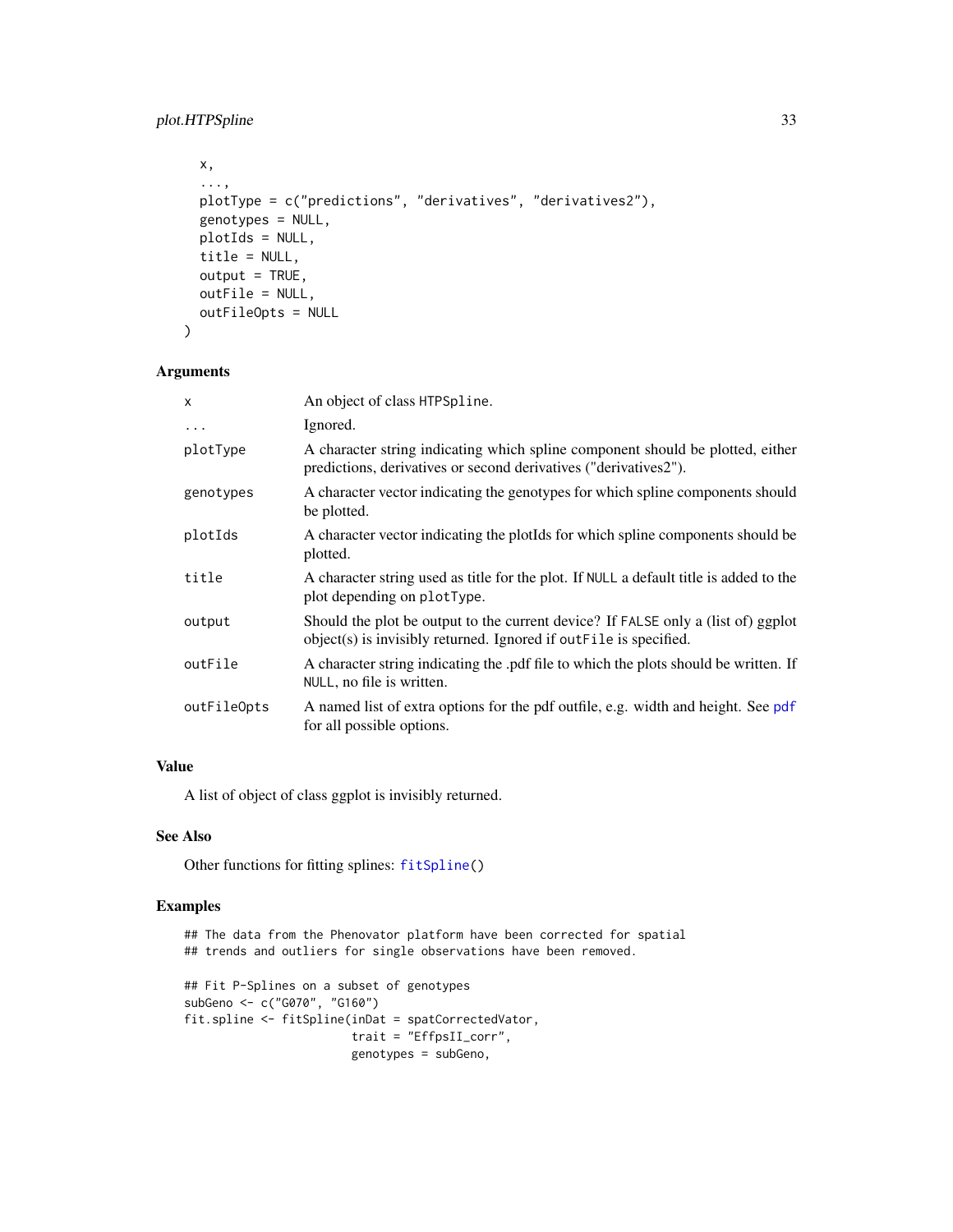```
  x,
  ...,
  plotType = c("predictions", "derivatives", "derivatives2"),
  genotypes = NULL,
  plotIds = NULL,
  title = NULL,
  output = TRUE,
  outFile = NULL,
  outFileOpts = NULL
)
```

## Arguments

| | |
|---|---|
| x | An object of class HTPSpline. |
| ... | Ignored. |
| plotType | A character string indicating which spline component should be plotted, either predictions, derivatives or second derivatives ("derivatives2"). |
| genotypes | A character vector indicating the genotypes for which spline components should be plotted. |
| plotIds | A character vector indicating the plotIds for which spline components should be plotted. |
| title | A character string used as title for the plot. If NULL a default title is added to the plot depending on plotType. |
| output | Should the plot be output to the current device? If FALSE only a (list of) ggplot object(s) is invisibly returned. Ignored if outFile is specified. |
| outFile | A character string indicating the .pdf file to which the plots should be written. If NULL, no file is written. |
| outFileOpts | A named list of extra options for the pdf outfile, e.g. width and height. See pdf for all possible options. |

## Value

A list of object of class ggplot is invisibly returned.

## See Also

Other functions for fitting splines: fitSpline()

## Examples

```
## The data from the Phenovator platform have been corrected for spatial
## trends and outliers for single observations have been removed.

## Fit P-Splines on a subset of genotypes
subGeno <- c("G070", "G160")
fit.spline <- fitSpline(inDat = spatCorrectedVator,
                        trait = "EffpsII_corr",
                        genotypes = subGeno,
```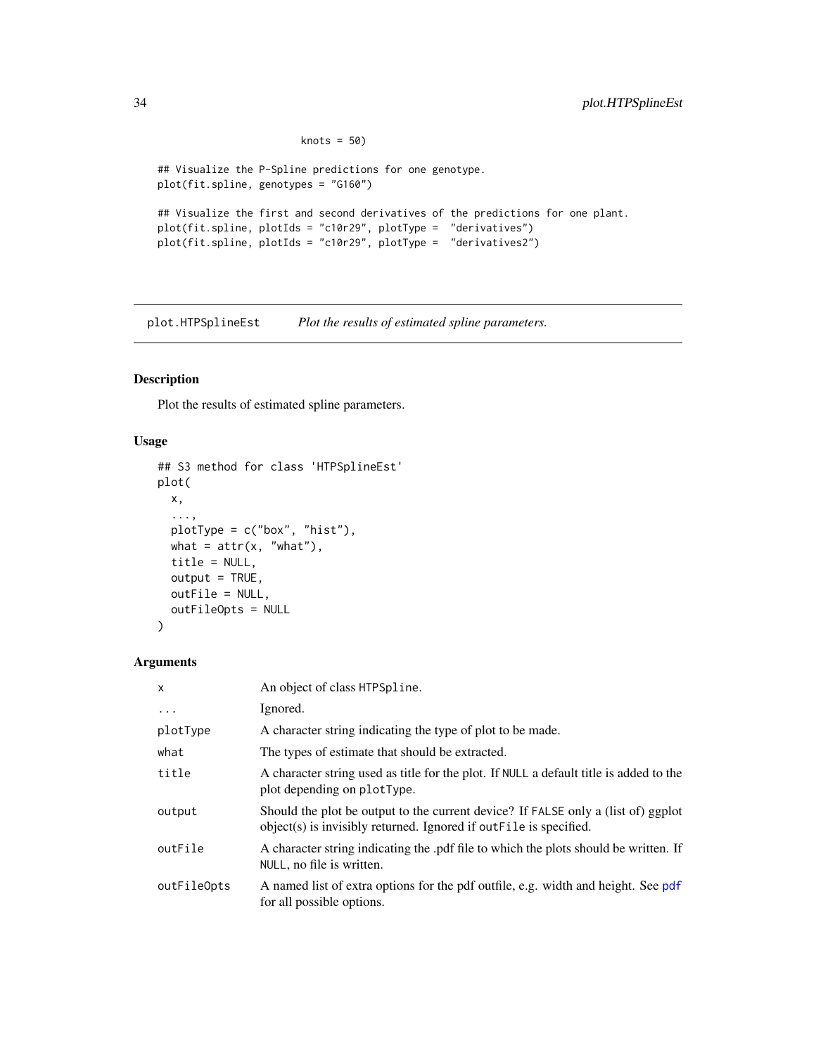```
                    knots = 50)

## Visualize the P-Spline predictions for one genotype.
plot(fit.spline, genotypes = "G160")

## Visualize the first and second derivatives of the predictions for one plant.
plot(fit.spline, plotIds = "c10r29", plotType =  "derivatives")
plot(fit.spline, plotIds = "c10r29", plotType =  "derivatives2")
```

---

`plot.HTPSplineEst` *Plot the results of estimated spline parameters.*

---

### Description

Plot the results of estimated spline parameters.

### Usage

```
## S3 method for class 'HTPSplineEst'
plot(
  x,
  ...,
  plotType = c("box", "hist"),
  what = attr(x, "what"),
  title = NULL,
  output = TRUE,
  outFile = NULL,
  outFileOpts = NULL
)
```

### Arguments

| | |
|---|---|
| `x` | An object of class `HTPSpline`. |
| `...` | Ignored. |
| `plotType` | A character string indicating the type of plot to be made. |
| `what` | The types of estimate that should be extracted. |
| `title` | A character string used as title for the plot. If `NULL` a default title is added to the plot depending on `plotType`. |
| `output` | Should the plot be output to the current device? If `FALSE` only a (list of) ggplot object(s) is invisibly returned. Ignored if `outFile` is specified. |
| `outFile` | A character string indicating the .pdf file to which the plots should be written. If `NULL`, no file is written. |
| `outFileOpts` | A named list of extra options for the pdf outfile, e.g. width and height. See `pdf` for all possible options. |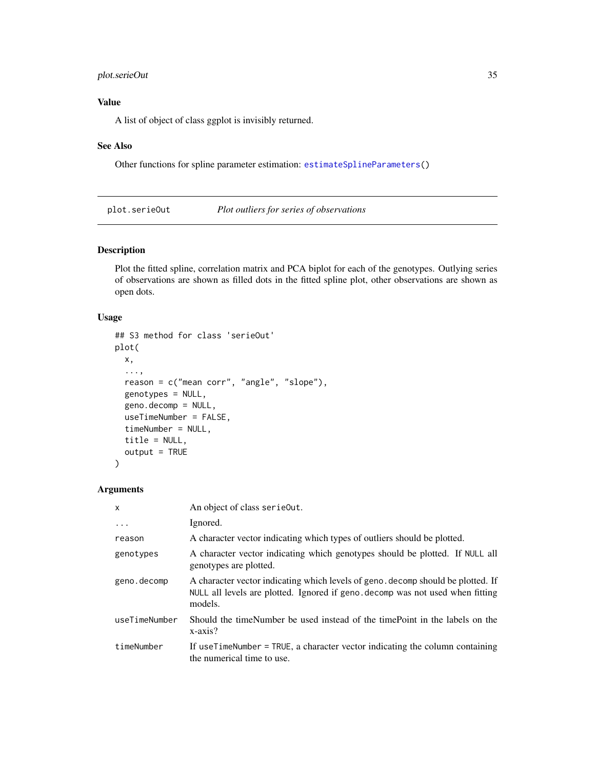### Value

A list of object of class ggplot is invisibly returned.

### See Also

Other functions for spline parameter estimation: `estimateSplineParameters()`

---

## plot.serieOut — *Plot outliers for series of observations*

### Description

Plot the fitted spline, correlation matrix and PCA biplot for each of the genotypes. Outlying series of observations are shown as filled dots in the fitted spline plot, other observations are shown as open dots.

### Usage

```
## S3 method for class 'serieOut'
plot(
  x,
  ...,
  reason = c("mean corr", "angle", "slope"),
  genotypes = NULL,
  geno.decomp = NULL,
  useTimeNumber = FALSE,
  timeNumber = NULL,
  title = NULL,
  output = TRUE
)
```

### Arguments

| | |
|---|---|
| `x` | An object of class `serieOut`. |
| `...` | Ignored. |
| `reason` | A character vector indicating which types of outliers should be plotted. |
| `genotypes` | A character vector indicating which genotypes should be plotted. If `NULL` all genotypes are plotted. |
| `geno.decomp` | A character vector indicating which levels of `geno.decomp` should be plotted. If `NULL` all levels are plotted. Ignored if `geno.decomp` was not used when fitting models. |
| `useTimeNumber` | Should the timeNumber be used instead of the timePoint in the labels on the x-axis? |
| `timeNumber` | If `useTimeNumber = TRUE`, a character vector indicating the column containing the numerical time to use. |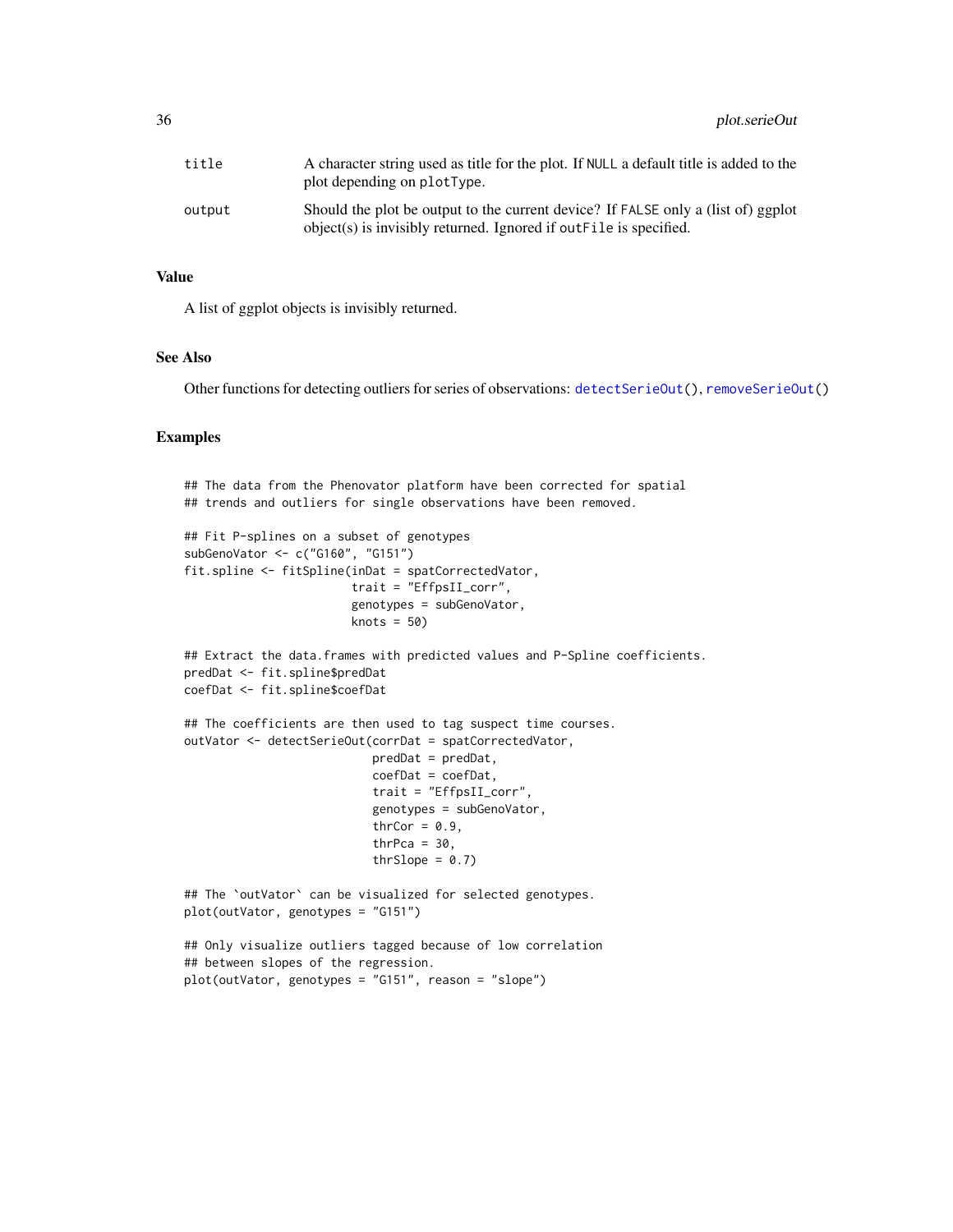| | |
|---|---|
| title | A character string used as title for the plot. If `NULL` a default title is added to the plot depending on `plotType`. |
| output | Should the plot be output to the current device? If `FALSE` only a (list of) ggplot object(s) is invisibly returned. Ignored if `outFile` is specified. |

## Value

A list of ggplot objects is invisibly returned.

## See Also

Other functions for detecting outliers for series of observations: `detectSerieOut()`, `removeSerieOut()`

## Examples

```
## The data from the Phenovator platform have been corrected for spatial
## trends and outliers for single observations have been removed.

## Fit P-splines on a subset of genotypes
subGenoVator <- c("G160", "G151")
fit.spline <- fitSpline(inDat = spatCorrectedVator,
                        trait = "EffpsII_corr",
                        genotypes = subGenoVator,
                        knots = 50)

## Extract the data.frames with predicted values and P-Spline coefficients.
predDat <- fit.spline$predDat
coefDat <- fit.spline$coefDat

## The coefficients are then used to tag suspect time courses.
outVator <- detectSerieOut(corrDat = spatCorrectedVator,
                           predDat = predDat,
                           coefDat = coefDat,
                           trait = "EffpsII_corr",
                           genotypes = subGenoVator,
                           thrCor = 0.9,
                           thrPca = 30,
                           thrSlope = 0.7)

## The `outVator` can be visualized for selected genotypes.
plot(outVator, genotypes = "G151")

## Only visualize outliers tagged because of low correlation
## between slopes of the regression.
plot(outVator, genotypes = "G151", reason = "slope")
```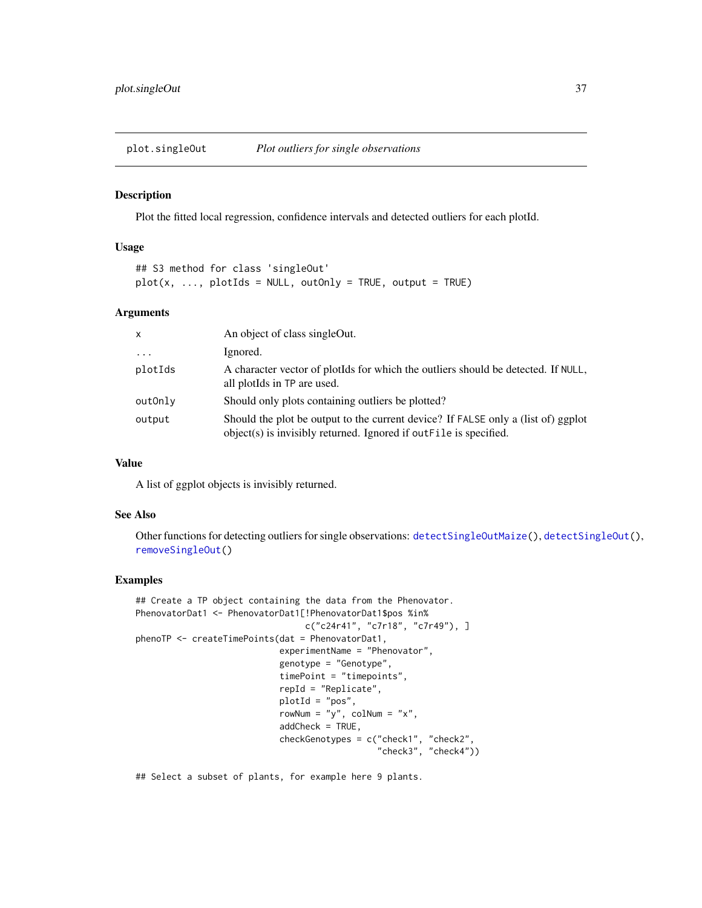## plot.singleOut — *Plot outliers for single observations*

### Description

Plot the fitted local regression, confidence intervals and detected outliers for each plotId.

### Usage

```
## S3 method for class 'singleOut'
plot(x, ..., plotIds = NULL, outOnly = TRUE, output = TRUE)
```

### Arguments

| | |
|---|---|
| x | An object of class singleOut. |
| ... | Ignored. |
| plotIds | A character vector of plotIds for which the outliers should be detected. If NULL, all plotIds in TP are used. |
| outOnly | Should only plots containing outliers be plotted? |
| output | Should the plot be output to the current device? If FALSE only a (list of) ggplot object(s) is invisibly returned. Ignored if outFile is specified. |

### Value

A list of ggplot objects is invisibly returned.

### See Also

Other functions for detecting outliers for single observations: detectSingleOutMaize(), detectSingleOut(), removeSingleOut()

### Examples

```
## Create a TP object containing the data from the Phenovator.
PhenovatorDat1 <- PhenovatorDat1[!PhenovatorDat1$pos %in%
                                 c("c24r41", "c7r18", "c7r49"), ]
phenoTP <- createTimePoints(dat = PhenovatorDat1,
                            experimentName = "Phenovator",
                            genotype = "Genotype",
                            timePoint = "timepoints",
                            repId = "Replicate",
                            plotId = "pos",
                            rowNum = "y", colNum = "x",
                            addCheck = TRUE,
                            checkGenotypes = c("check1", "check2",
                                               "check3", "check4"))

## Select a subset of plants, for example here 9 plants.
```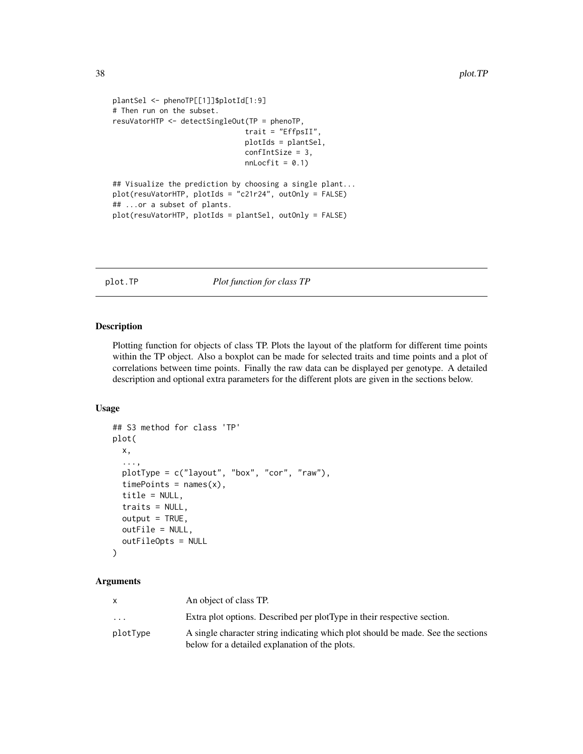```
plantSel <- phenoTP[[1]]$plotId[1:9]
# Then run on the subset.
resuVatorHTP <- detectSingleOut(TP = phenoTP,
                                trait = "EffpsII",
                                plotIds = plantSel,
                                confIntSize = 3,
                                nnLocfit = 0.1)

## Visualize the prediction by choosing a single plant...
plot(resuVatorHTP, plotIds = "c21r24", outOnly = FALSE)
## ...or a subset of plants.
plot(resuVatorHTP, plotIds = plantSel, outOnly = FALSE)
```

## plot.TP — *Plot function for class TP*

### Description

Plotting function for objects of class TP. Plots the layout of the platform for different time points within the TP object. Also a boxplot can be made for selected traits and time points and a plot of correlations between time points. Finally the raw data can be displayed per genotype. A detailed description and optional extra parameters for the different plots are given in the sections below.

### Usage

```
## S3 method for class 'TP'
plot(
  x,
  ...,
  plotType = c("layout", "box", "cor", "raw"),
  timePoints = names(x),
  title = NULL,
  traits = NULL,
  output = TRUE,
  outFile = NULL,
  outFileOpts = NULL
)
```

### Arguments

| | |
|---|---|
| x | An object of class TP. |
| ... | Extra plot options. Described per plotType in their respective section. |
| plotType | A single character string indicating which plot should be made. See the sections below for a detailed explanation of the plots. |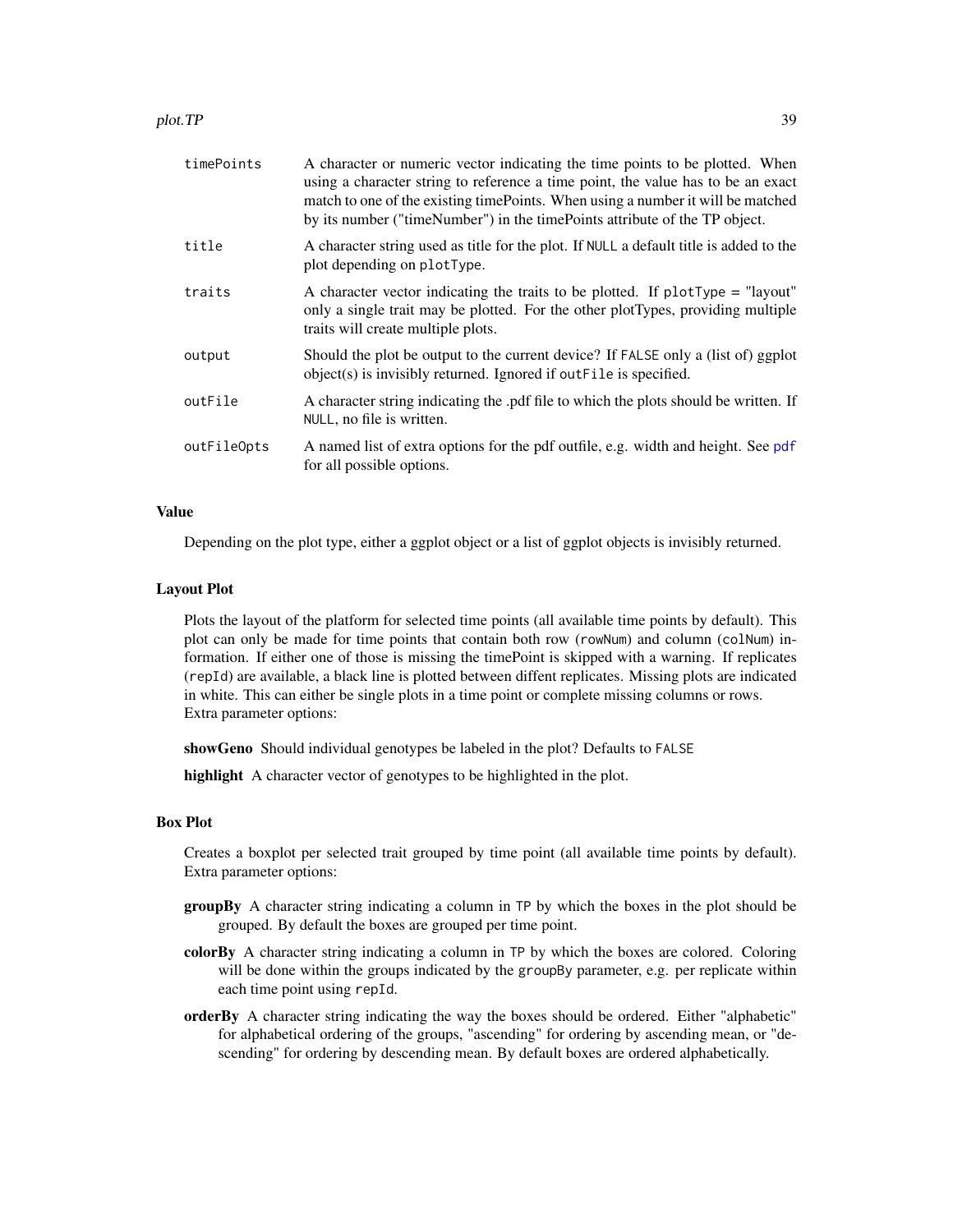| | |
|---|---|
| timePoints | A character or numeric vector indicating the time points to be plotted. When using a character string to reference a time point, the value has to be an exact match to one of the existing timePoints. When using a number it will be matched by its number ("timeNumber") in the timePoints attribute of the TP object. |
| title | A character string used as title for the plot. If NULL a default title is added to the plot depending on plotType. |
| traits | A character vector indicating the traits to be plotted. If plotType = "layout" only a single trait may be plotted. For the other plotTypes, providing multiple traits will create multiple plots. |
| output | Should the plot be output to the current device? If FALSE only a (list of) ggplot object(s) is invisibly returned. Ignored if outFile is specified. |
| outFile | A character string indicating the .pdf file to which the plots should be written. If NULL, no file is written. |
| outFileOpts | A named list of extra options for the pdf outfile, e.g. width and height. See pdf for all possible options. |

## Value

Depending on the plot type, either a ggplot object or a list of ggplot objects is invisibly returned.

## Layout Plot

Plots the layout of the platform for selected time points (all available time points by default). This plot can only be made for time points that contain both row (rowNum) and column (colNum) information. If either one of those is missing the timePoint is skipped with a warning. If replicates (repId) are available, a black line is plotted between diffent replicates. Missing plots are indicated in white. This can either be single plots in a time point or complete missing columns or rows.
Extra parameter options:

**showGeno** Should individual genotypes be labeled in the plot? Defaults to FALSE

**highlight** A character vector of genotypes to be highlighted in the plot.

## Box Plot

Creates a boxplot per selected trait grouped by time point (all available time points by default). Extra parameter options:

**groupBy** A character string indicating a column in TP by which the boxes in the plot should be grouped. By default the boxes are grouped per time point.

**colorBy** A character string indicating a column in TP by which the boxes are colored. Coloring will be done within the groups indicated by the groupBy parameter, e.g. per replicate within each time point using repId.

**orderBy** A character string indicating the way the boxes should be ordered. Either "alphabetic" for alphabetical ordering of the groups, "ascending" for ordering by ascending mean, or "descending" for ordering by descending mean. By default boxes are ordered alphabetically.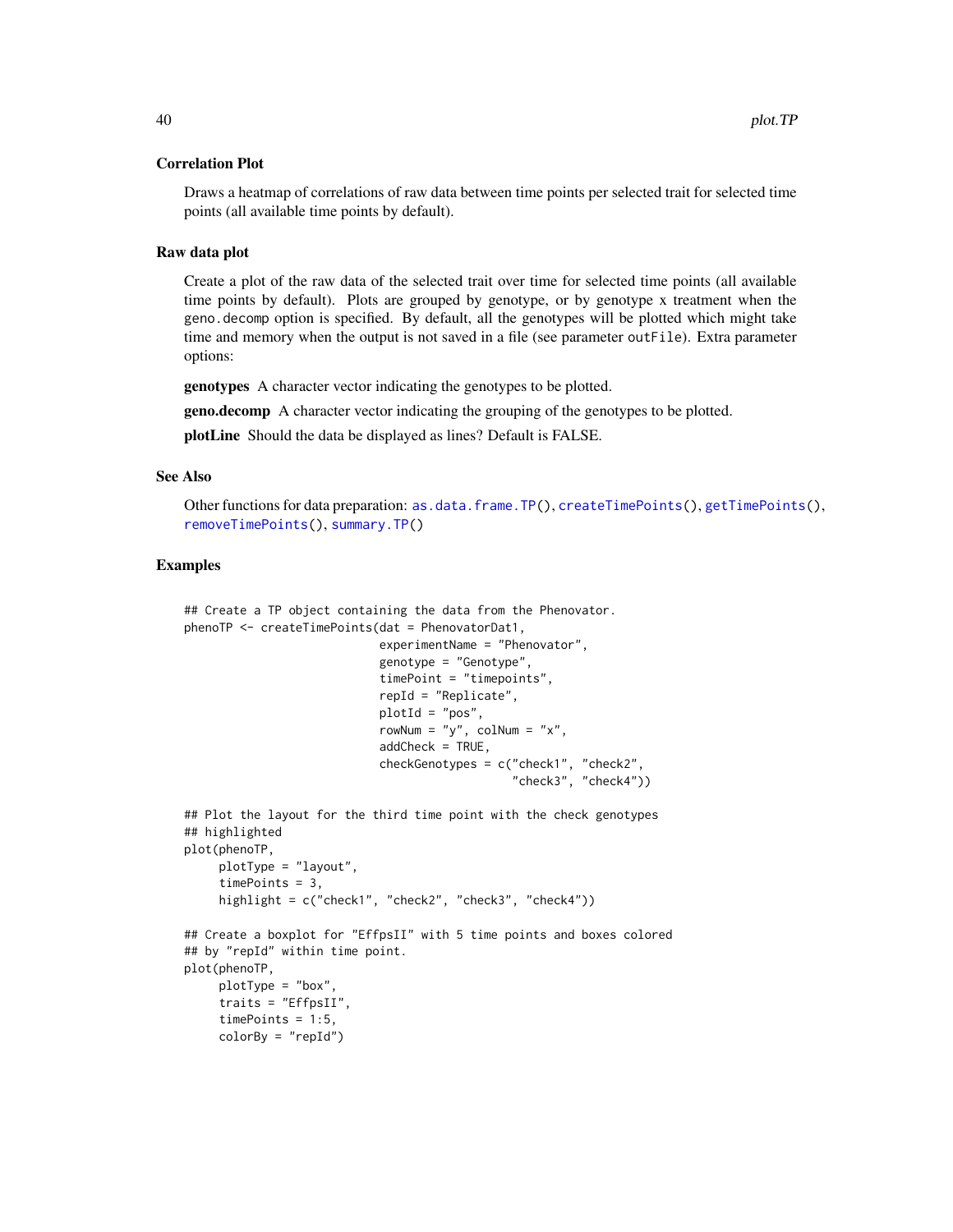### Correlation Plot

Draws a heatmap of correlations of raw data between time points per selected trait for selected time points (all available time points by default).

### Raw data plot

Create a plot of the raw data of the selected trait over time for selected time points (all available time points by default). Plots are grouped by genotype, or by genotype x treatment when the `geno.decomp` option is specified. By default, all the genotypes will be plotted which might take time and memory when the output is not saved in a file (see parameter `outFile`). Extra parameter options:

**genotypes** A character vector indicating the genotypes to be plotted.

**geno.decomp** A character vector indicating the grouping of the genotypes to be plotted.

**plotLine** Should the data be displayed as lines? Default is FALSE.

## See Also

Other functions for data preparation: `as.data.frame.TP()`, `createTimePoints()`, `getTimePoints()`, `removeTimePoints()`, `summary.TP()`

## Examples

```
## Create a TP object containing the data from the Phenovator.
phenoTP <- createTimePoints(dat = PhenovatorDat1,
                            experimentName = "Phenovator",
                            genotype = "Genotype",
                            timePoint = "timepoints",
                            repId = "Replicate",
                            plotId = "pos",
                            rowNum = "y", colNum = "x",
                            addCheck = TRUE,
                            checkGenotypes = c("check1", "check2",
                                               "check3", "check4"))

## Plot the layout for the third time point with the check genotypes
## highlighted
plot(phenoTP,
     plotType = "layout",
     timePoints = 3,
     highlight = c("check1", "check2", "check3", "check4"))

## Create a boxplot for "EffpsII" with 5 time points and boxes colored
## by "repId" within time point.
plot(phenoTP,
     plotType = "box",
     traits = "EffpsII",
     timePoints = 1:5,
     colorBy = "repId")
```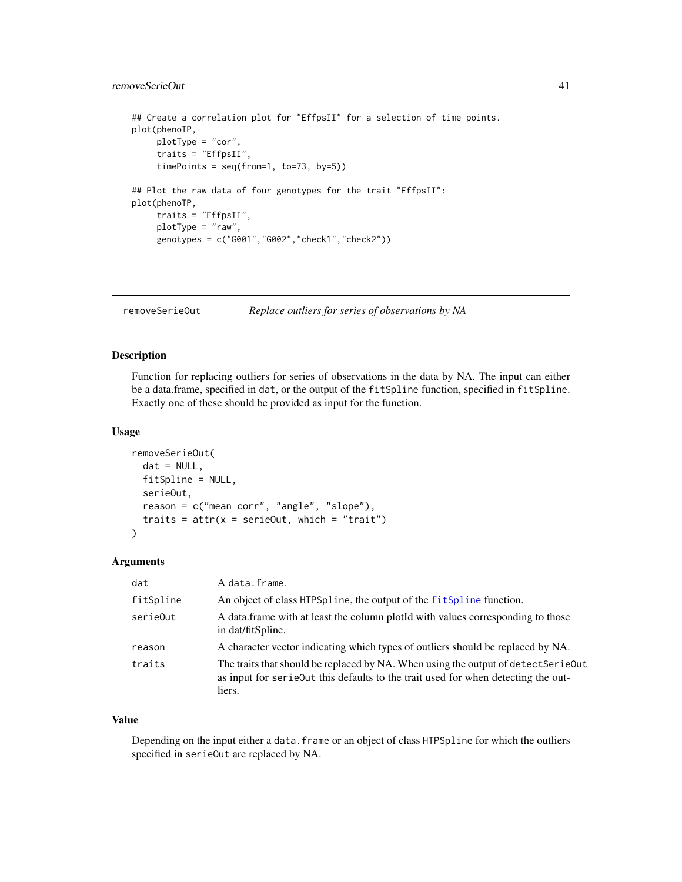```
## Create a correlation plot for "EffpsII" for a selection of time points.
plot(phenoTP,
     plotType = "cor",
     traits = "EffpsII",
     timePoints = seq(from=1, to=73, by=5))

## Plot the raw data of four genotypes for the trait "EffpsII":
plot(phenoTP,
     traits = "EffpsII",
     plotType = "raw",
     genotypes = c("G001","G002","check1","check2"))
```

## removeSerieOut — *Replace outliers for series of observations by NA*

### Description

Function for replacing outliers for series of observations in the data by NA. The input can either be a data.frame, specified in `dat`, or the output of the `fitSpline` function, specified in `fitSpline`. Exactly one of these should be provided as input for the function.

### Usage

```
removeSerieOut(
  dat = NULL,
  fitSpline = NULL,
  serieOut,
  reason = c("mean corr", "angle", "slope"),
  traits = attr(x = serieOut, which = "trait")
)
```

### Arguments

| | |
|---|---|
| `dat` | A `data.frame`. |
| `fitSpline` | An object of class `HTPSpline`, the output of the `fitSpline` function. |
| `serieOut` | A data.frame with at least the column plotId with values corresponding to those in dat/fitSpline. |
| `reason` | A character vector indicating which types of outliers should be replaced by NA. |
| `traits` | The traits that should be replaced by NA. When using the output of `detectSerieOut` as input for `serieOut` this defaults to the trait used for when detecting the outliers. |

### Value

Depending on the input either a `data.frame` or an object of class `HTPSpline` for which the outliers specified in `serieOut` are replaced by NA.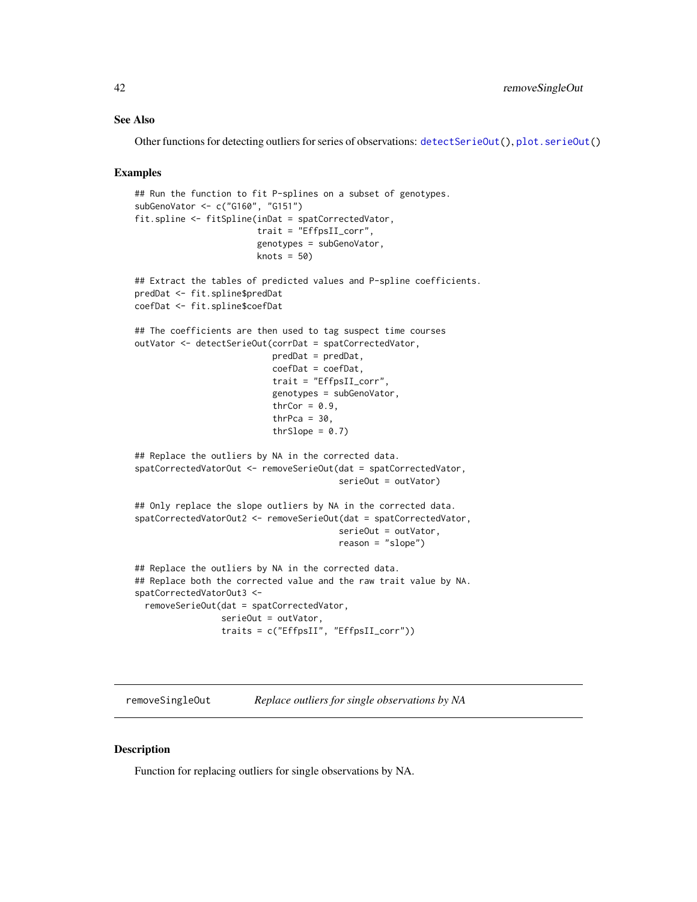### See Also

Other functions for detecting outliers for series of observations: detectSerieOut(), plot.serieOut()

### Examples

```
## Run the function to fit P-splines on a subset of genotypes.
subGenoVator <- c("G160", "G151")
fit.spline <- fitSpline(inDat = spatCorrectedVator,
                        trait = "EffpsII_corr",
                        genotypes = subGenoVator,
                        knots = 50)

## Extract the tables of predicted values and P-spline coefficients.
predDat <- fit.spline$predDat
coefDat <- fit.spline$coefDat

## The coefficients are then used to tag suspect time courses
outVator <- detectSerieOut(corrDat = spatCorrectedVator,
                           predDat = predDat,
                           coefDat = coefDat,
                           trait = "EffpsII_corr",
                           genotypes = subGenoVator,
                           thrCor = 0.9,
                           thrPca = 30,
                           thrSlope = 0.7)

## Replace the outliers by NA in the corrected data.
spatCorrectedVatorOut <- removeSerieOut(dat = spatCorrectedVator,
                                        serieOut = outVator)

## Only replace the slope outliers by NA in the corrected data.
spatCorrectedVatorOut2 <- removeSerieOut(dat = spatCorrectedVator,
                                         serieOut = outVator,
                                         reason = "slope")

## Replace the outliers by NA in the corrected data.
## Replace both the corrected value and the raw trait value by NA.
spatCorrectedVatorOut3 <-
  removeSerieOut(dat = spatCorrectedVator,
                 serieOut = outVator,
                 traits = c("EffpsII", "EffpsII_corr"))
```

---

## removeSingleOut *Replace outliers for single observations by NA*

### Description

Function for replacing outliers for single observations by NA.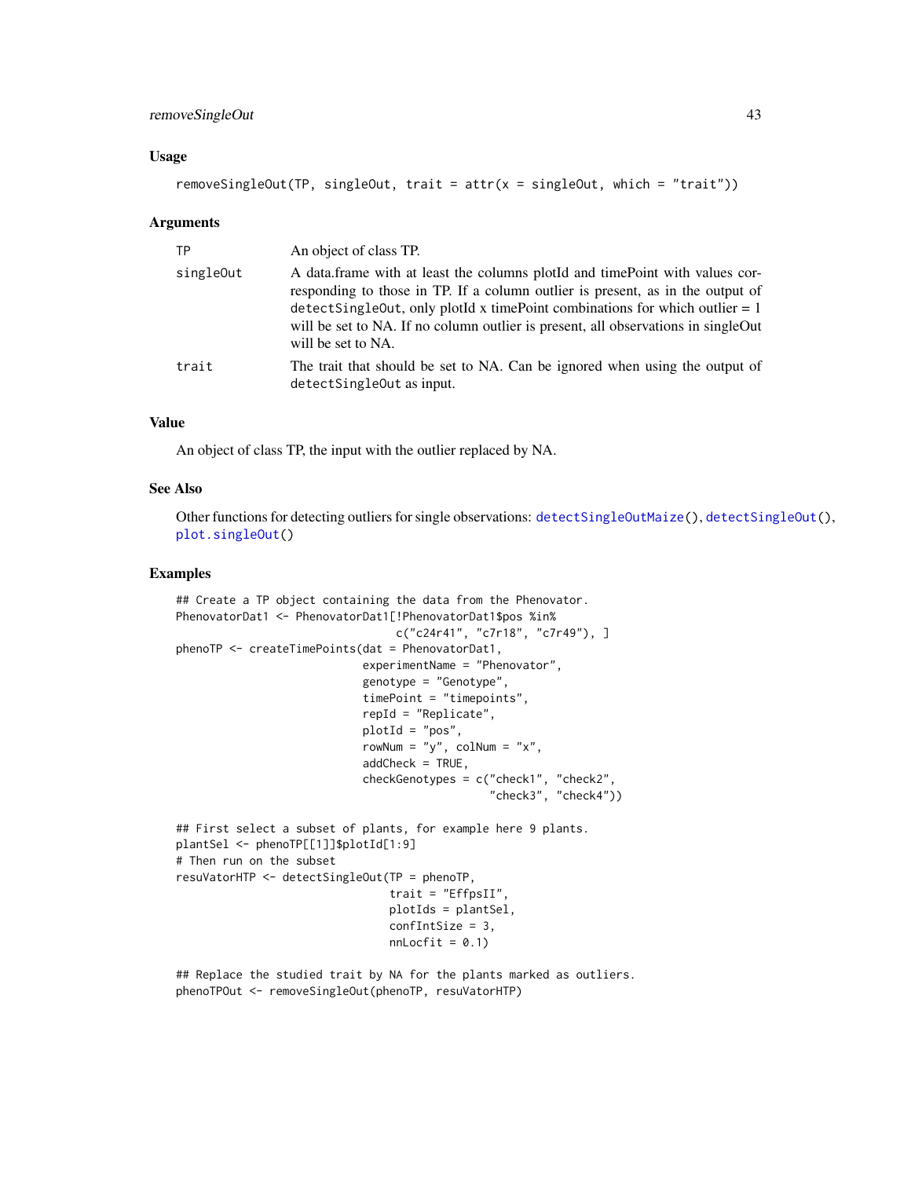### Usage

```
removeSingleOut(TP, singleOut, trait = attr(x = singleOut, which = "trait"))
```

### Arguments

| | |
|---|---|
| TP | An object of class TP. |
| singleOut | A data.frame with at least the columns plotId and timePoint with values corresponding to those in TP. If a column outlier is present, as in the output of detectSingleOut, only plotId x timePoint combinations for which outlier = 1 will be set to NA. If no column outlier is present, all observations in singleOut will be set to NA. |
| trait | The trait that should be set to NA. Can be ignored when using the output of detectSingleOut as input. |

### Value

An object of class TP, the input with the outlier replaced by NA.

### See Also

Other functions for detecting outliers for single observations: detectSingleOutMaize(), detectSingleOut(), plot.singleOut()

### Examples

```
## Create a TP object containing the data from the Phenovator.
PhenovatorDat1 <- PhenovatorDat1[!PhenovatorDat1$pos %in%
                                 c("c24r41", "c7r18", "c7r49"), ]
phenoTP <- createTimePoints(dat = PhenovatorDat1,
                            experimentName = "Phenovator",
                            genotype = "Genotype",
                            timePoint = "timepoints",
                            repId = "Replicate",
                            plotId = "pos",
                            rowNum = "y", colNum = "x",
                            addCheck = TRUE,
                            checkGenotypes = c("check1", "check2",
                                               "check3", "check4"))

## First select a subset of plants, for example here 9 plants.
plantSel <- phenoTP[[1]]$plotId[1:9]
# Then run on the subset
resuVatorHTP <- detectSingleOut(TP = phenoTP,
                                trait = "EffpsII",
                                plotIds = plantSel,
                                confIntSize = 3,
                                nnLocfit = 0.1)

## Replace the studied trait by NA for the plants marked as outliers.
phenoTPOut <- removeSingleOut(phenoTP, resuVatorHTP)
```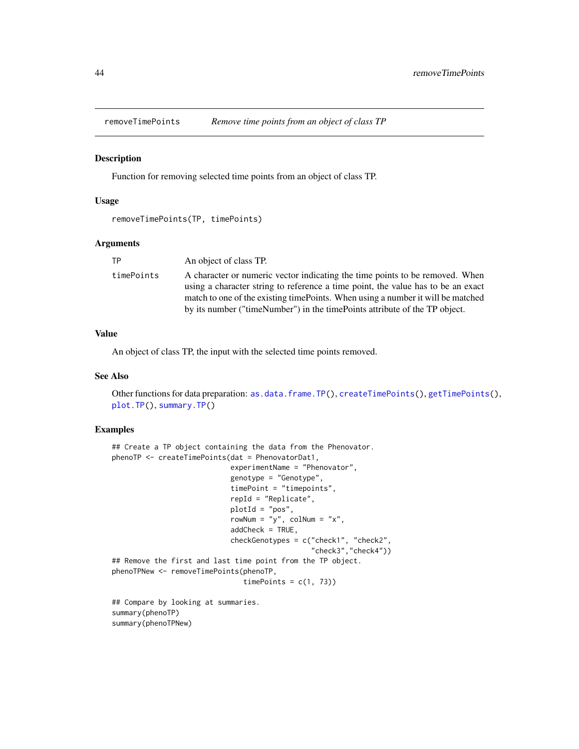## removeTimePoints *Remove time points from an object of class TP*

### Description

Function for removing selected time points from an object of class TP.

### Usage

```
removeTimePoints(TP, timePoints)
```

### Arguments

| | |
|---|---|
| TP | An object of class TP. |
| timePoints | A character or numeric vector indicating the time points to be removed. When using a character string to reference a time point, the value has to be an exact match to one of the existing timePoints. When using a number it will be matched by its number ("timeNumber") in the timePoints attribute of the TP object. |

### Value

An object of class TP, the input with the selected time points removed.

### See Also

Other functions for data preparation: as.data.frame.TP(), createTimePoints(), getTimePoints(), plot.TP(), summary.TP()

### Examples

```
## Create a TP object containing the data from the Phenovator.
phenoTP <- createTimePoints(dat = PhenovatorDat1,
                            experimentName = "Phenovator",
                            genotype = "Genotype",
                            timePoint = "timepoints",
                            repId = "Replicate",
                            plotId = "pos",
                            rowNum = "y", colNum = "x",
                            addCheck = TRUE,
                            checkGenotypes = c("check1", "check2",
                                               "check3","check4"))
## Remove the first and last time point from the TP object.
phenoTPNew <- removeTimePoints(phenoTP,
                               timePoints = c(1, 73))

## Compare by looking at summaries.
summary(phenoTP)
summary(phenoTPNew)
```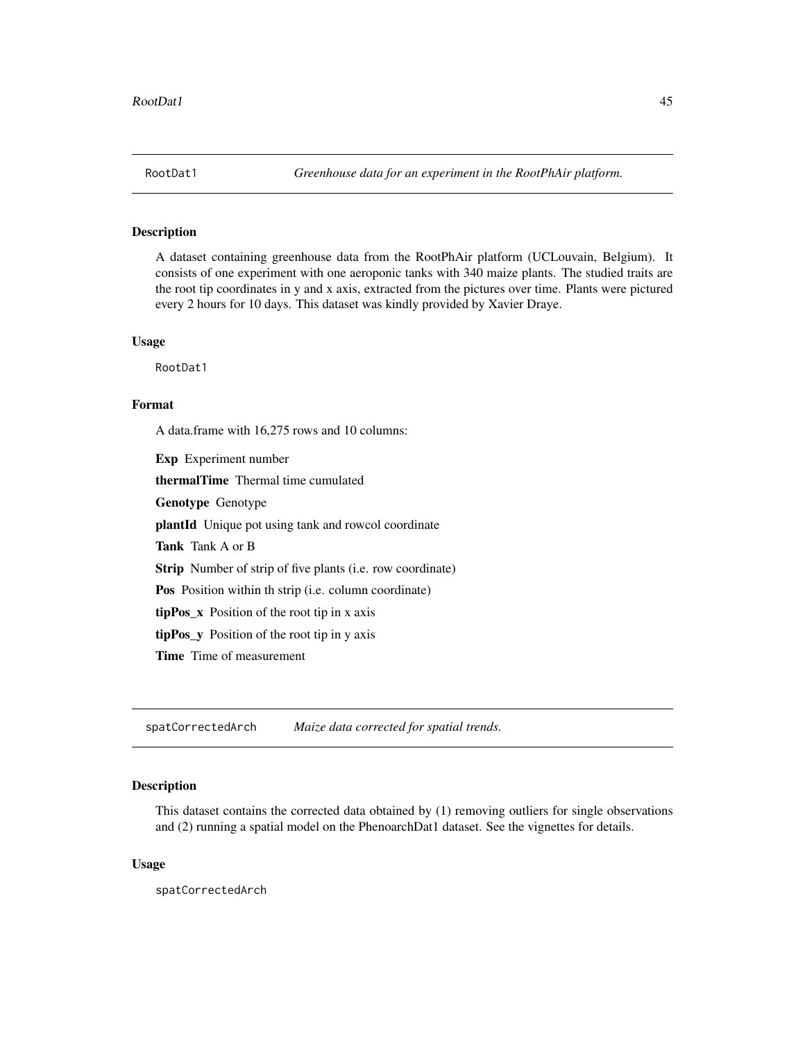## RootDat1 — *Greenhouse data for an experiment in the RootPhAir platform.*

### Description

A dataset containing greenhouse data from the RootPhAir platform (UCLouvain, Belgium). It consists of one experiment with one aeroponic tanks with 340 maize plants. The studied traits are the root tip coordinates in y and x axis, extracted from the pictures over time. Plants were pictured every 2 hours for 10 days. This dataset was kindly provided by Xavier Draye.

### Usage

```
RootDat1
```

### Format

A data.frame with 16,275 rows and 10 columns:

**Exp** Experiment number

**thermalTime** Thermal time cumulated

**Genotype** Genotype

**plantId** Unique pot using tank and rowcol coordinate

**Tank** Tank A or B

**Strip** Number of strip of five plants (i.e. row coordinate)

**Pos** Position within th strip (i.e. column coordinate)

**tipPos_x** Position of the root tip in x axis

**tipPos_y** Position of the root tip in y axis

**Time** Time of measurement

## spatCorrectedArch — *Maize data corrected for spatial trends.*

### Description

This dataset contains the corrected data obtained by (1) removing outliers for single observations and (2) running a spatial model on the PhenoarchDat1 dataset. See the vignettes for details.

### Usage

```
spatCorrectedArch
```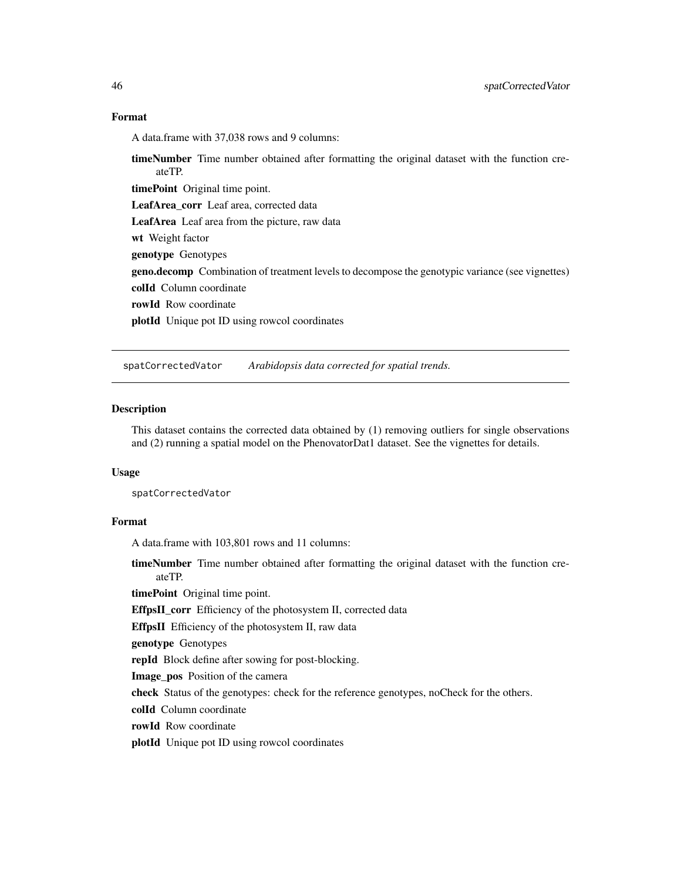## Format

A data.frame with 37,038 rows and 9 columns:

**timeNumber** Time number obtained after formatting the original dataset with the function createTP.

**timePoint** Original time point.

**LeafArea_corr** Leaf area, corrected data

**LeafArea** Leaf area from the picture, raw data

**wt** Weight factor

**genotype** Genotypes

**geno.decomp** Combination of treatment levels to decompose the genotypic variance (see vignettes)

**colId** Column coordinate

**rowId** Row coordinate

**plotId** Unique pot ID using rowcol coordinates

---

# spatCorrectedVator *Arabidopsis data corrected for spatial trends.*

## Description

This dataset contains the corrected data obtained by (1) removing outliers for single observations and (2) running a spatial model on the PhenovatorDat1 dataset. See the vignettes for details.

## Usage

```
spatCorrectedVator
```

## Format

A data.frame with 103,801 rows and 11 columns:

**timeNumber** Time number obtained after formatting the original dataset with the function createTP.

**timePoint** Original time point.

**EffpsII_corr** Efficiency of the photosystem II, corrected data

**EffpsII** Efficiency of the photosystem II, raw data

**genotype** Genotypes

**repId** Block define after sowing for post-blocking.

**Image_pos** Position of the camera

**check** Status of the genotypes: check for the reference genotypes, noCheck for the others.

**colId** Column coordinate

**rowId** Row coordinate

**plotId** Unique pot ID using rowcol coordinates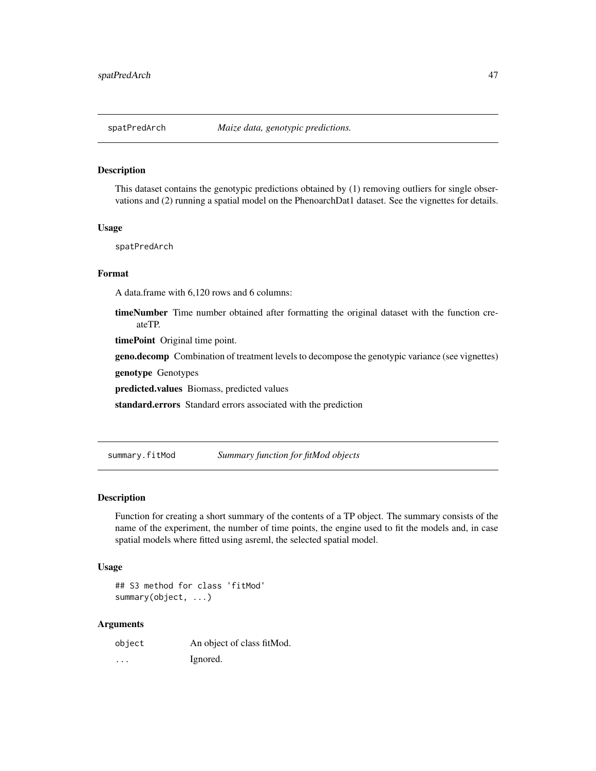## spatPredArch *Maize data, genotypic predictions.*

### Description

This dataset contains the genotypic predictions obtained by (1) removing outliers for single observations and (2) running a spatial model on the PhenoarchDat1 dataset. See the vignettes for details.

### Usage

```
spatPredArch
```

### Format

A data.frame with 6,120 rows and 6 columns:

**timeNumber** Time number obtained after formatting the original dataset with the function createTP.

**timePoint** Original time point.

**geno.decomp** Combination of treatment levels to decompose the genotypic variance (see vignettes)

**genotype** Genotypes

**predicted.values** Biomass, predicted values

**standard.errors** Standard errors associated with the prediction

## summary.fitMod *Summary function for fitMod objects*

### Description

Function for creating a short summary of the contents of a TP object. The summary consists of the name of the experiment, the number of time points, the engine used to fit the models and, in case spatial models where fitted using asreml, the selected spatial model.

### Usage

```
## S3 method for class 'fitMod'
summary(object, ...)
```

### Arguments

| | |
|---|---|
| object | An object of class fitMod. |
| ... | Ignored. |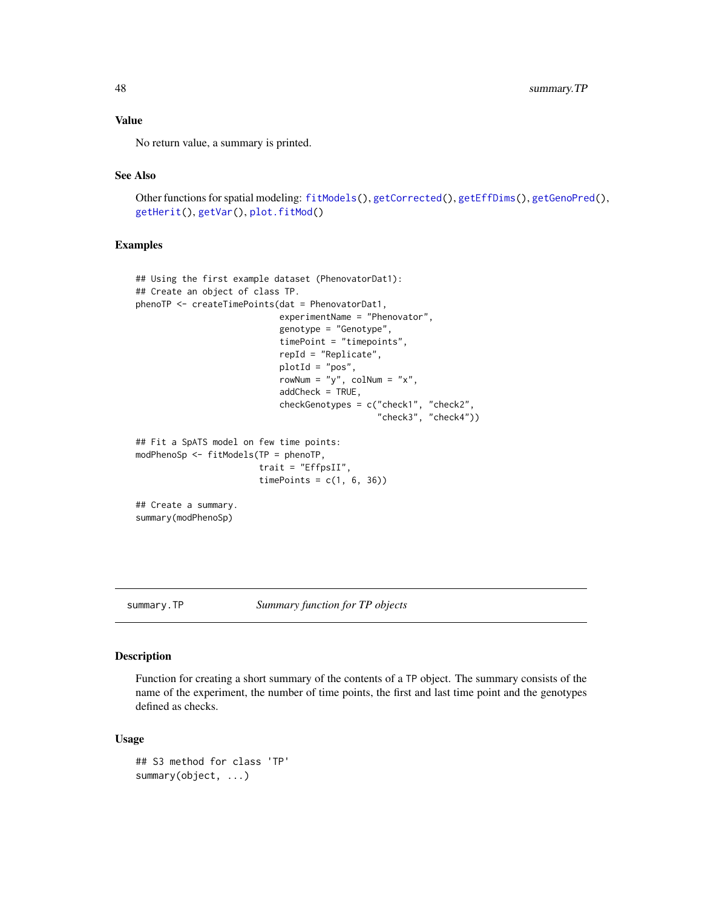### Value

No return value, a summary is printed.

### See Also

Other functions for spatial modeling: fitModels(), getCorrected(), getEffDims(), getGenoPred(), getHerit(), getVar(), plot.fitMod()

### Examples

```
## Using the first example dataset (PhenovatorDat1):
## Create an object of class TP.
phenoTP <- createTimePoints(dat = PhenovatorDat1,
                            experimentName = "Phenovator",
                            genotype = "Genotype",
                            timePoint = "timepoints",
                            repId = "Replicate",
                            plotId = "pos",
                            rowNum = "y", colNum = "x",
                            addCheck = TRUE,
                            checkGenotypes = c("check1", "check2",
                                               "check3", "check4"))

## Fit a SpATS model on few time points:
modPhenoSp <- fitModels(TP = phenoTP,
                        trait = "EffpsII",
                        timePoints = c(1, 6, 36))

## Create a summary.
summary(modPhenoSp)
```

---

## summary.TP &nbsp;&nbsp;&nbsp;&nbsp; *Summary function for TP objects*

### Description

Function for creating a short summary of the contents of a TP object. The summary consists of the name of the experiment, the number of time points, the first and last time point and the genotypes defined as checks.

### Usage

```
## S3 method for class 'TP'
summary(object, ...)
```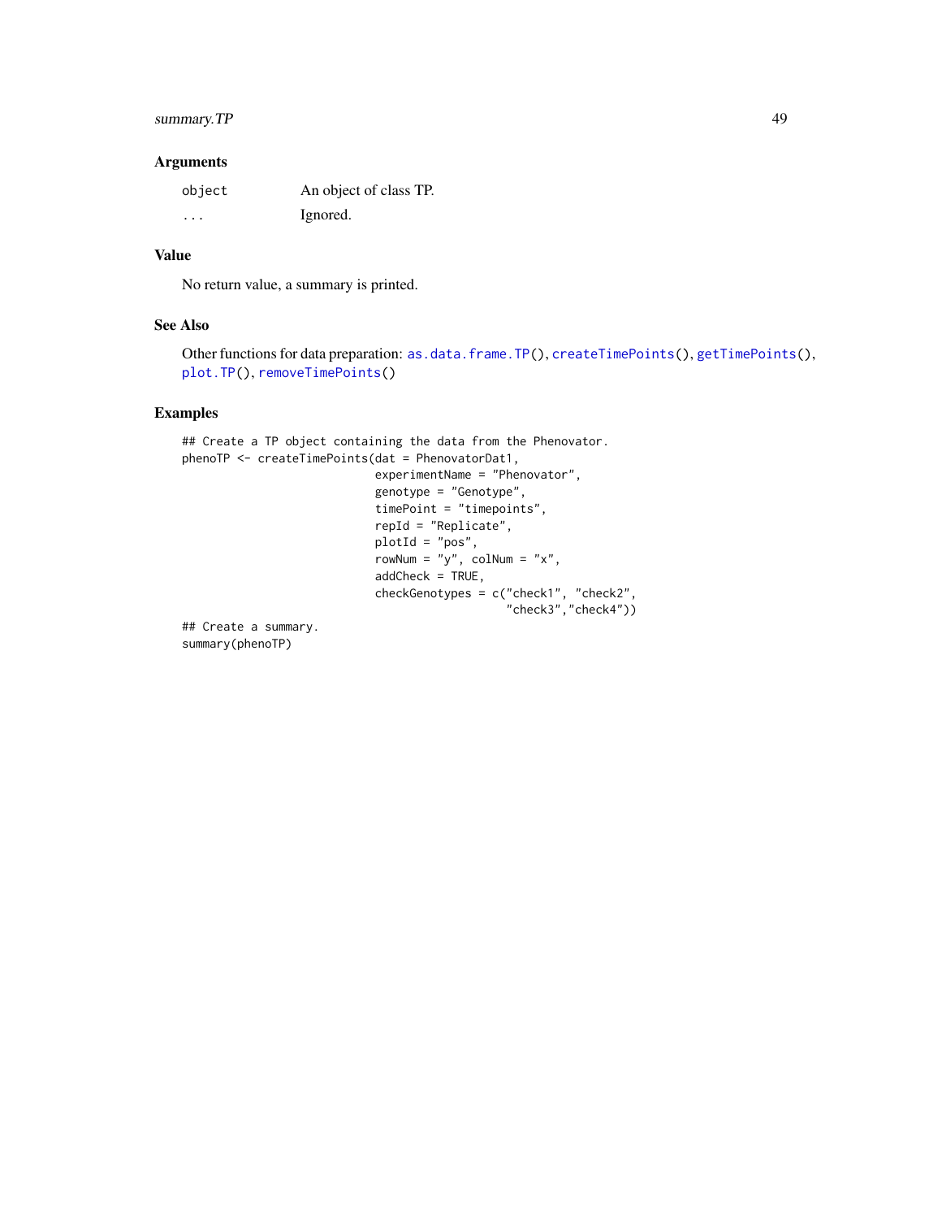### Arguments

| | |
|---|---|
| `object` | An object of class TP. |
| `...` | Ignored. |

### Value

No return value, a summary is printed.

### See Also

Other functions for data preparation: `as.data.frame.TP()`, `createTimePoints()`, `getTimePoints()`, `plot.TP()`, `removeTimePoints()`

### Examples

```
## Create a TP object containing the data from the Phenovator.
phenoTP <- createTimePoints(dat = PhenovatorDat1,
                            experimentName = "Phenovator",
                            genotype = "Genotype",
                            timePoint = "timepoints",
                            repId = "Replicate",
                            plotId = "pos",
                            rowNum = "y", colNum = "x",
                            addCheck = TRUE,
                            checkGenotypes = c("check1", "check2",
                                               "check3","check4"))
## Create a summary.
summary(phenoTP)
```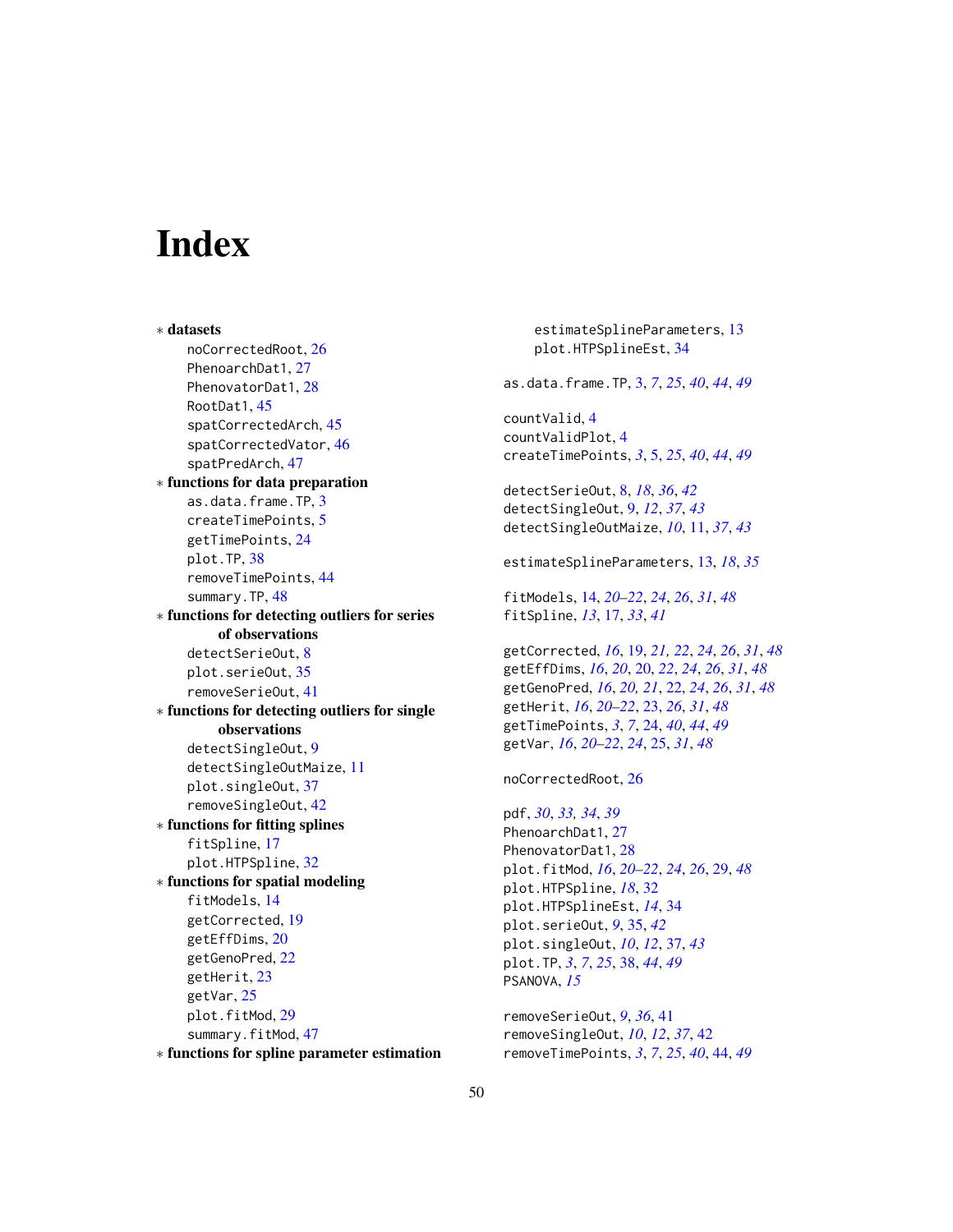# Index

* **datasets**
  - noCorrectedRoot, 26
  - PhenoarchDat1, 27
  - PhenovatorDat1, 28
  - RootDat1, 45
  - spatCorrectedArch, 45
  - spatCorrectedVator, 46
  - spatPredArch, 47
* **functions for data preparation**
  - as.data.frame.TP, 3
  - createTimePoints, 5
  - getTimePoints, 24
  - plot.TP, 38
  - removeTimePoints, 44
  - summary.TP, 48
* **functions for detecting outliers for series of observations**
  - detectSerieOut, 8
  - plot.serieOut, 35
  - removeSerieOut, 41
* **functions for detecting outliers for single observations**
  - detectSingleOut, 9
  - detectSingleOutMaize, 11
  - plot.singleOut, 37
  - removeSingleOut, 42
* **functions for fitting splines**
  - fitSpline, 17
  - plot.HTPSpline, 32
* **functions for spatial modeling**
  - fitModels, 14
  - getCorrected, 19
  - getEffDims, 20
  - getGenoPred, 22
  - getHerit, 23
  - getVar, 25
  - plot.fitMod, 29
  - summary.fitMod, 47
* **functions for spline parameter estimation**
  - estimateSplineParameters, 13
  - plot.HTPSplineEst, 34

as.data.frame.TP, 3, *7*, *25*, *40*, *44*, *49*

countValid, 4
countValidPlot, 4
createTimePoints, *3*, 5, *25*, *40*, *44*, *49*

detectSerieOut, 8, *18*, *36*, *42*
detectSingleOut, 9, *12*, *37*, *43*
detectSingleOutMaize, *10*, 11, *37*, *43*

estimateSplineParameters, 13, *18*, *35*

fitModels, 14, *20–22*, *24*, *26*, *31*, *48*
fitSpline, *13*, 17, *33*, *41*

getCorrected, *16*, 19, *21, 22*, *24*, *26*, *31*, *48*
getEffDims, *16*, *20*, 20, *22*, *24*, *26*, *31*, *48*
getGenoPred, *16*, *20, 21*, 22, *24*, *26*, *31*, *48*
getHerit, *16*, *20–22*, 23, *26*, *31*, *48*
getTimePoints, *3*, *7*, 24, *40*, *44*, *49*
getVar, *16*, *20–22*, *24*, 25, *31*, *48*

noCorrectedRoot, 26

pdf, *30*, *33, 34*, *39*
PhenoarchDat1, 27
PhenovatorDat1, 28
plot.fitMod, *16*, *20–22*, *24*, *26*, 29, *48*
plot.HTPSpline, *18*, 32
plot.HTPSplineEst, *14*, 34
plot.serieOut, *9*, 35, *42*
plot.singleOut, *10*, *12*, 37, *43*
plot.TP, *3*, *7*, *25*, 38, *44*, *49*
PSANOVA, *15*

removeSerieOut, *9*, *36*, 41
removeSingleOut, *10*, *12*, *37*, 42
removeTimePoints, *3*, *7*, *25*, *40*, 44, *49*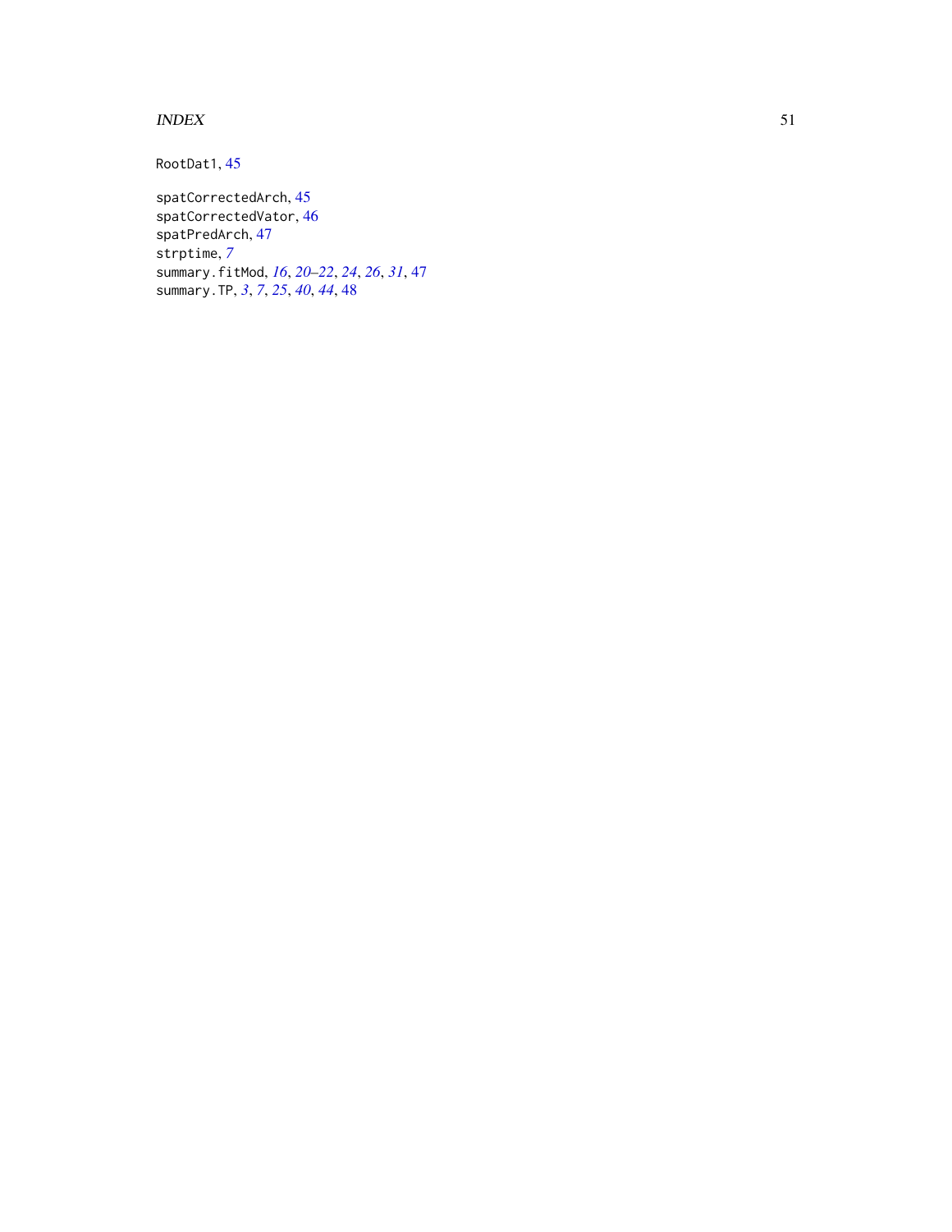RootDat1, 45

spatCorrectedArch, 45
spatCorrectedVator, 46
spatPredArch, 47
strptime, *7*
summary.fitMod, *16*, *20–22*, *24*, *26*, *31*, 47
summary.TP, *3*, *7*, *25*, *40*, *44*, 48